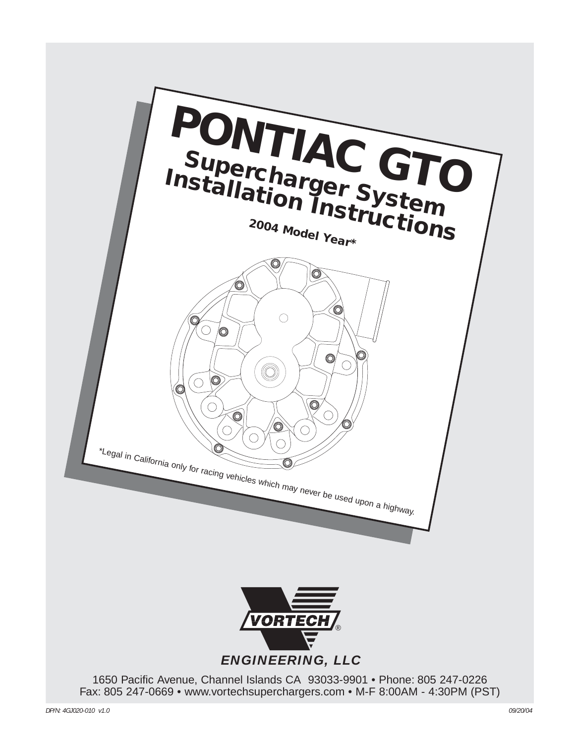# PONTIAC GTO

## Supercharger System Installation Instructions

**2004 Model Year***

*Legal in California only for racing vehicles which may never be used upon a highway.

VORTECH®

*ENGINEERING, LLC*

1650 Pacific Avenue, Channel Islands CA 93033-9901 • Phone: 805 247-0226
Fax: 805 247-0669 • www.vortechsuperchargers.com • M-F 8:00AM - 4:30PM (PST)

*DP/N: 4GJ020-010 v1.0*

*09/20/04*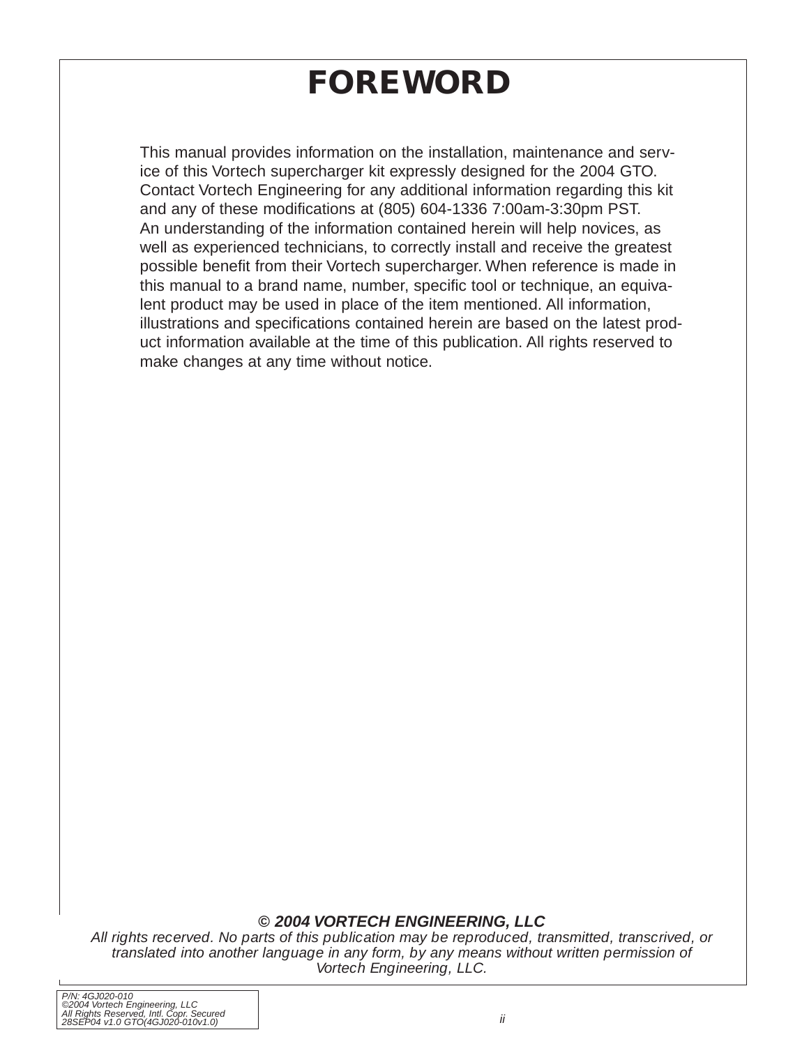# FOREWORD

This manual provides information on the installation, maintenance and service of this Vortech supercharger kit expressly designed for the 2004 GTO. Contact Vortech Engineering for any additional information regarding this kit and any of these modifications at (805) 604-1336 7:00am-3:30pm PST.
An understanding of the information contained herein will help novices, as well as experienced technicians, to correctly install and receive the greatest possible benefit from their Vortech supercharger. When reference is made in this manual to a brand name, number, specific tool or technique, an equivalent product may be used in place of the item mentioned. All information, illustrations and specifications contained herein are based on the latest product information available at the time of this publication. All rights reserved to make changes at any time without notice.

***© 2004 VORTECH ENGINEERING, LLC***

*All rights recerved. No parts of this publication may be reproduced, transmitted, transcrived, or translated into another language in any form, by any means without written permission of Vortech Engineering, LLC.*

*P/N: 4GJ020-010*
*©2004 Vortech Engineering, LLC*
*All Rights Reserved, Intl. Copr. Secured*
*28SEP04 v1.0 GTO(4GJ020-010v1.0)*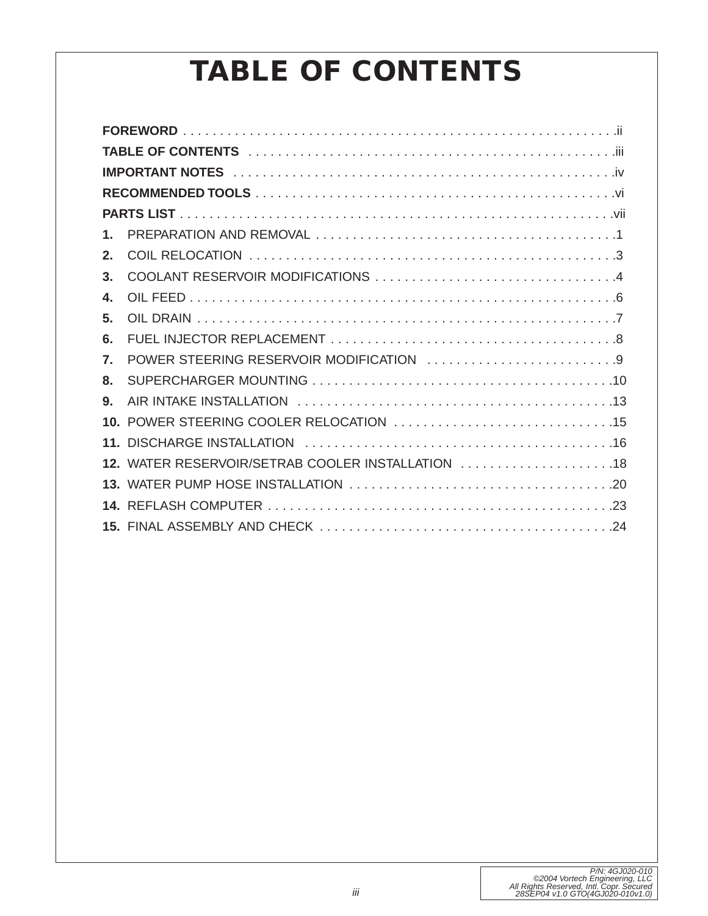# TABLE OF CONTENTS

**FOREWORD** . . . . . . . . . . . . . . . . . . . . . . . . . . . . . . . . . . . . . . . . . . . . . . . . . . . . . . . . . . .ii

**TABLE OF CONTENTS** . . . . . . . . . . . . . . . . . . . . . . . . . . . . . . . . . . . . . . . . . . . . . . . . . .iii

**IMPORTANT NOTES** . . . . . . . . . . . . . . . . . . . . . . . . . . . . . . . . . . . . . . . . . . . . . . . . . . . .iv

**RECOMMENDED TOOLS** . . . . . . . . . . . . . . . . . . . . . . . . . . . . . . . . . . . . . . . . . . . . . . . . .vi

**PARTS LIST** . . . . . . . . . . . . . . . . . . . . . . . . . . . . . . . . . . . . . . . . . . . . . . . . . . . . . . . . . .vii

**1.** PREPARATION AND REMOVAL . . . . . . . . . . . . . . . . . . . . . . . . . . . . . . . . . . . . . . . . .1

**2.** COIL RELOCATION . . . . . . . . . . . . . . . . . . . . . . . . . . . . . . . . . . . . . . . . . . . . . . . . . . .3

**3.** COOLANT RESERVOIR MODIFICATIONS . . . . . . . . . . . . . . . . . . . . . . . . . . . . . . . . .4

**4.** OIL FEED . . . . . . . . . . . . . . . . . . . . . . . . . . . . . . . . . . . . . . . . . . . . . . . . . . . . . . . . . .6

**5.** OIL DRAIN . . . . . . . . . . . . . . . . . . . . . . . . . . . . . . . . . . . . . . . . . . . . . . . . . . . . . . . . .7

**6.** FUEL INJECTOR REPLACEMENT . . . . . . . . . . . . . . . . . . . . . . . . . . . . . . . . . . . . . . .8

**7.** POWER STEERING RESERVOIR MODIFICATION . . . . . . . . . . . . . . . . . . . . . . . . . .9

**8.** SUPERCHARGER MOUNTING . . . . . . . . . . . . . . . . . . . . . . . . . . . . . . . . . . . . . . . . .10

**9.** AIR INTAKE INSTALLATION . . . . . . . . . . . . . . . . . . . . . . . . . . . . . . . . . . . . . . . . . . .13

**10.** POWER STEERING COOLER RELOCATION . . . . . . . . . . . . . . . . . . . . . . . . . . . . . .15

**11.** DISCHARGE INSTALLATION . . . . . . . . . . . . . . . . . . . . . . . . . . . . . . . . . . . . . . . . . .16

**12.** WATER RESERVOIR/SETRAB COOLER INSTALLATION . . . . . . . . . . . . . . . . . . . . .18

**13.** WATER PUMP HOSE INSTALLATION . . . . . . . . . . . . . . . . . . . . . . . . . . . . . . . . . . . .20

**14.** REFLASH COMPUTER . . . . . . . . . . . . . . . . . . . . . . . . . . . . . . . . . . . . . . . . . . . . . . .23

**15.** FINAL ASSEMBLY AND CHECK . . . . . . . . . . . . . . . . . . . . . . . . . . . . . . . . . . . . . . . .24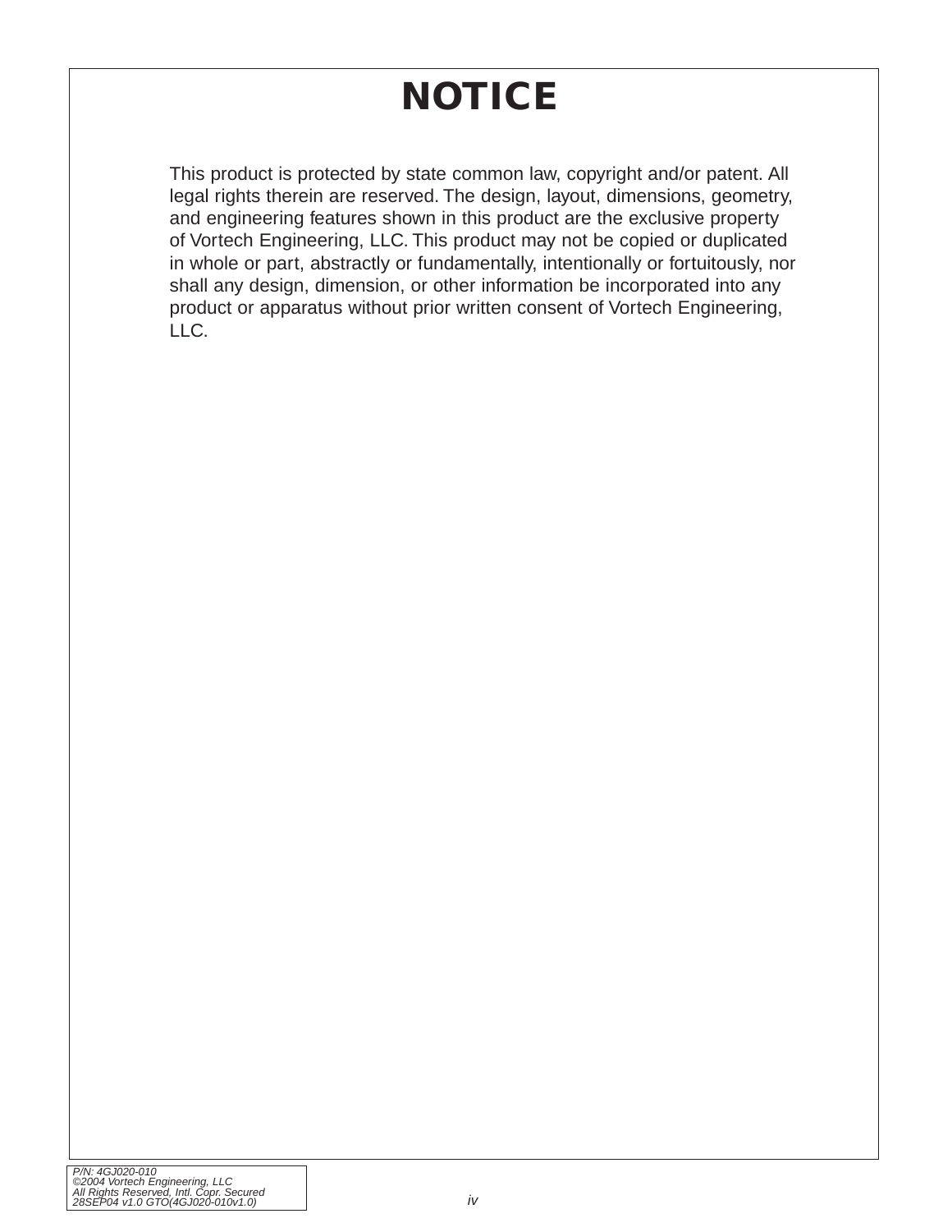# NOTICE

This product is protected by state common law, copyright and/or patent. All legal rights therein are reserved. The design, layout, dimensions, geometry, and engineering features shown in this product are the exclusive property of Vortech Engineering, LLC. This product may not be copied or duplicated in whole or part, abstractly or fundamentally, intentionally or fortuitously, nor shall any design, dimension, or other information be incorporated into any product or apparatus without prior written consent of Vortech Engineering, LLC.

*P/N: 4GJ020-010*
*©2004 Vortech Engineering, LLC*
*All Rights Reserved, Intl. Copr. Secured*
*28SEP04 v1.0 GTO(4GJ020-010v1.0)*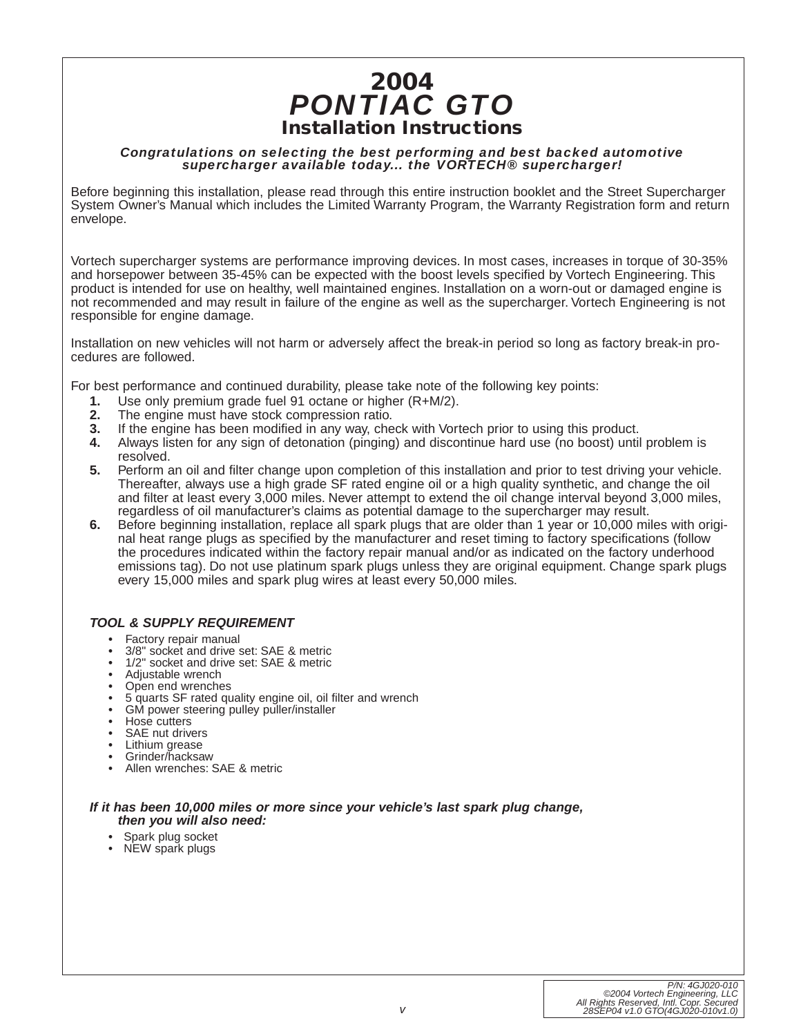# 2004
# *PONTIAC GTO*
## Installation Instructions

***Congratulations on selecting the best performing and best backed automotive supercharger available today... the VORTECH® supercharger!***

Before beginning this installation, please read through this entire instruction booklet and the Street Supercharger System Owner's Manual which includes the Limited Warranty Program, the Warranty Registration form and return envelope.

Vortech supercharger systems are performance improving devices. In most cases, increases in torque of 30-35% and horsepower between 35-45% can be expected with the boost levels specified by Vortech Engineering. This product is intended for use on healthy, well maintained engines. Installation on a worn-out or damaged engine is not recommended and may result in failure of the engine as well as the supercharger. Vortech Engineering is not responsible for engine damage.

Installation on new vehicles will not harm or adversely affect the break-in period so long as factory break-in procedures are followed.

For best performance and continued durability, please take note of the following key points:

1. Use only premium grade fuel 91 octane or higher (R+M/2).
2. The engine must have stock compression ratio.
3. If the engine has been modified in any way, check with Vortech prior to using this product.
4. Always listen for any sign of detonation (pinging) and discontinue hard use (no boost) until problem is resolved.
5. Perform an oil and filter change upon completion of this installation and prior to test driving your vehicle. Thereafter, always use a high grade SF rated engine oil or a high quality synthetic, and change the oil and filter at least every 3,000 miles. Never attempt to extend the oil change interval beyond 3,000 miles, regardless of oil manufacturer's claims as potential damage to the supercharger may result.
6. Before beginning installation, replace all spark plugs that are older than 1 year or 10,000 miles with original heat range plugs as specified by the manufacturer and reset timing to factory specifications (follow the procedures indicated within the factory repair manual and/or as indicated on the factory underhood emissions tag). Do not use platinum spark plugs unless they are original equipment. Change spark plugs every 15,000 miles and spark plug wires at least every 50,000 miles.

***TOOL & SUPPLY REQUIREMENT***

- Factory repair manual
- 3/8" socket and drive set: SAE & metric
- 1/2" socket and drive set: SAE & metric
- Adjustable wrench
- Open end wrenches
- 5 quarts SF rated quality engine oil, oil filter and wrench
- GM power steering pulley puller/installer
- Hose cutters
- SAE nut drivers
- Lithium grease
- Grinder/hacksaw
- Allen wrenches: SAE & metric

***If it has been 10,000 miles or more since your vehicle's last spark plug change, then you will also need:***

- Spark plug socket
- NEW spark plugs

*P/N: 4GJ020-010*
*©2004 Vortech Engineering, LLC*
*All Rights Reserved, Intl. Copr. Secured*
*28SEP04 v1.0 GTO(4GJ020-010v1.0)*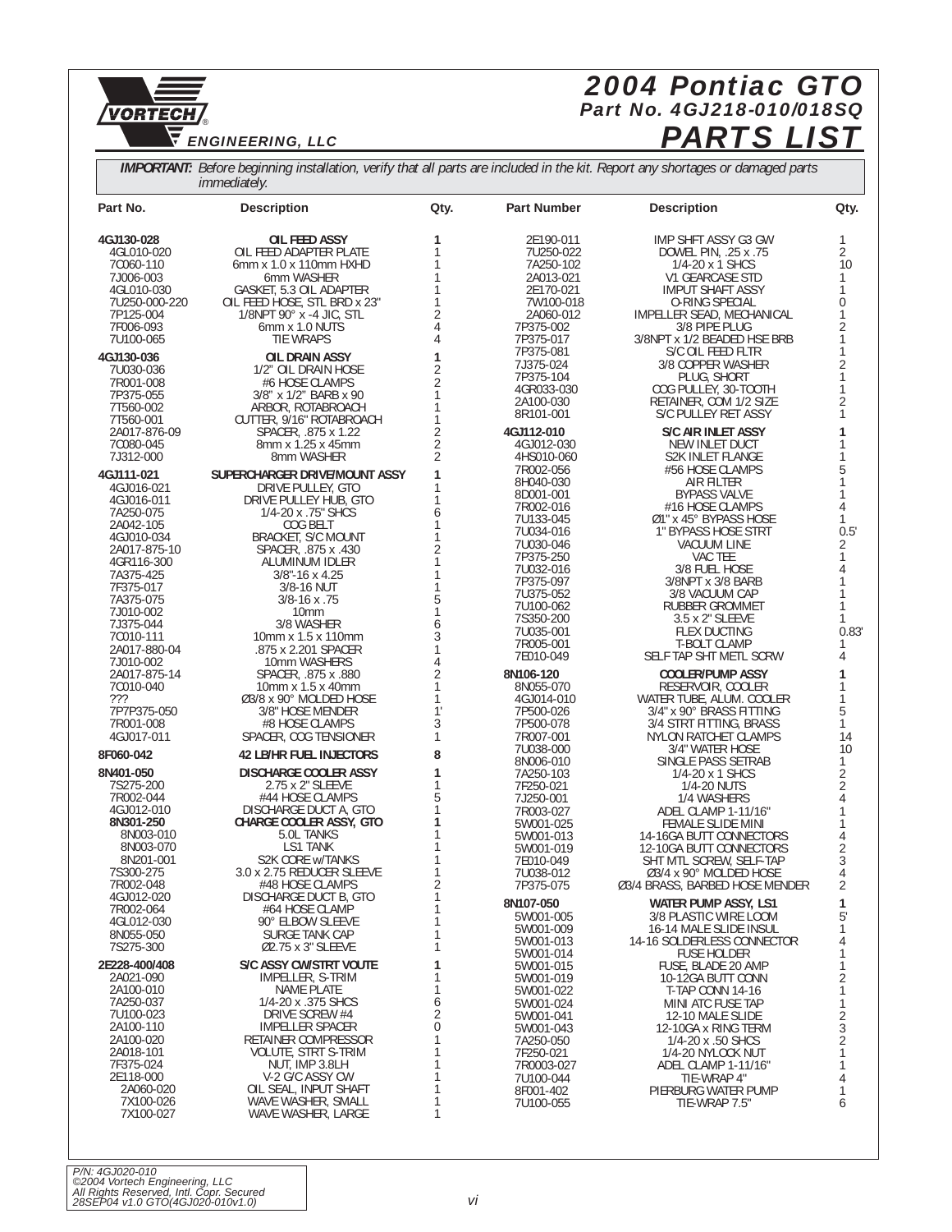**VORTECH ENGINEERING, LLC**

# 2004 Pontiac GTO
## Part No. 4GJ218-010/018SQ
# PARTS LIST

***IMPORTANT:*** *Before beginning installation, verify that all parts are included in the kit. Report any shortages or damaged parts immediately.*

| Part No. | Description | Qty. |
|---|---|---|
| **4GJ130-028** | **OIL FEED ASSY** | **1** |
| 4GL010-020 | OIL FEED ADAPTER PLATE | 1 |
| 7C060-110 | 6mm x 1.0 x 110mm HXHD | 1 |
| 7J006-003 | 6mm WASHER | 1 |
| 4GL010-030 | GASKET, 5.3 OIL ADAPTER | 1 |
| 7U250-000-220 | OIL FEED HOSE, STL BRD x 23" | 1 |
| 7P125-004 | 1/8NPT 90° x -4 JIC, STL | 2 |
| 7F006-093 | 6mm x 1.0 NUTS | 4 |
| 7U100-065 | TIE WRAPS | 4 |
| **4GJ130-036** | **OIL DRAIN ASSY** | **1** |
| 7U030-036 | 1/2" OIL DRAIN HOSE | 2 |
| 7R001-008 | #6 HOSE CLAMPS | 2 |
| 7P375-055 | 3/8" x 1/2" BARB x 90 | 1 |
| 7T560-002 | ARBOR, ROTABROACH | 1 |
| 7T560-001 | CUTTER, 9/16" ROTABROACH | 1 |
| 2A017-876-09 | SPACER, .875 x 1.22 | 2 |
| 7C080-045 | 8mm x 1.25 x 45mm | 2 |
| 7J312-000 | 8mm WASHER | 2 |
| **4GJ111-021** | **SUPERCHARGER DRIVE/MOUNT ASSY** | **1** |
| 4GJ016-021 | DRIVE PULLEY, GTO | 1 |
| 4GJ016-011 | DRIVE PULLEY HUB, GTO | 1 |
| 7A250-075 | 1/4-20 x .75" SHCS | 6 |
| 2A042-105 | COG BELT | 1 |
| 4GJ010-034 | BRACKET, S/C MOUNT | 1 |
| 2A017-875-10 | SPACER, .875 x .430 | 2 |
| 4GR116-300 | ALUMINUM IDLER | 1 |
| 7A375-425 | 3/8"-16 x 4.25 | 1 |
| 7F375-017 | 3/8-16 NUT | 1 |
| 7A375-075 | 3/8-16 x .75 | 5 |
| 7J010-002 | 10mm | 1 |
| 7J375-044 | 3/8 WASHER | 6 |
| 7C010-111 | 10mm x 1.5 x 110mm | 3 |
| 2A017-880-04 | .875 x 2.201 SPACER | 1 |
| 7J010-002 | 10mm WASHERS | 4 |
| 2A017-875-14 | SPACER, .875 x .880 | 2 |
| 7C010-040 | 10mm x 1.5 x 40mm | 1 |
| ??? | Ø3/8 x 90° MOLDED HOSE | 1 |
| 7P7P375-050 | 3/8" HOSE MENDER | 1' |
| 7R001-008 | #8 HOSE CLAMPS | 3 |
| 4GJ017-011 | SPACER, COG TENSIONER | 1 |
| **8F060-042** | **42 LB/HR FUEL INJECTORS** | **8** |
| **8N401-050** | **DISCHARGE COOLER ASSY** | **1** |
| 7S275-200 | 2.75 x 2" SLEEVE | 1 |
| 7R002-044 | #44 HOSE CLAMPS | 5 |
| 4GJ012-010 | DISCHARGE DUCT A, GTO | 1 |
| **8N301-250** | **CHARGE COOLER ASSY, GTO** | **1** |
| 8N003-010 | 5.0L TANKS | 1 |
| 8N003-070 | LS1 TANK | 1 |
| 8N201-001 | S2K CORE w/TANKS | 1 |
| 7S300-275 | 3.0 x 2.75 REDUCER SLEEVE | 1 |
| 7R002-048 | #48 HOSE CLAMPS | 2 |
| 4GJ012-020 | DISCHARGE DUCT B, GTO | 1 |
| 7R002-064 | #64 HOSE CLAMP | 1 |
| 4GL012-030 | 90° ELBOW SLEEVE | 1 |
| 8N055-050 | SURGE TANK CAP | 1 |
| 7S275-300 | Ø2.75 x 3" SLEEVE | 1 |
| **2E228-400/408** | **S/C ASSY CW/STRT VOUTE** | **1** |
| 2A021-090 | IMPELLER, S-TRIM | 1 |
| 2A100-010 | NAME PLATE | 1 |
| 7A250-037 | 1/4-20 x .375 SHCS | 6 |
| 7U100-023 | DRIVE SCREW #4 | 2 |
| 2A100-110 | IMPELLER SPACER | 0 |
| 2A100-020 | RETAINER COMPRESSOR | 1 |
| 2A018-101 | VOLUTE, STRT S-TRIM | 1 |
| 7F375-024 | NUT, IMP 3.8LH | 1 |
| 2E118-000 | V-2 G/C ASSY CW | 1 |
| 2A060-020 | OIL SEAL, INPUT SHAFT | 1 |
| 7X100-026 | WAVE WASHER, SMALL | 1 |
| 7X100-027 | WAVE WASHER, LARGE | 1 |

| Part Number | Description | Qty. |
|---|---|---|
| 2E190-011 | IMP SHFT ASSY G3 GW | 1 |
| 7U250-022 | DOWEL PIN, .25 x .75 | 2 |
| 7A250-102 | 1/4-20 x 1 SHCS | 10 |
| 2A013-021 | V1 GEARCASE STD | 1 |
| 2E170-021 | IMPUT SHAFT ASSY | 1 |
| 7W100-018 | O-RING SPECIAL | 0 |
| 2A060-012 | IMPELLER SEAD, MECHANICAL | 1 |
| 7P375-002 | 3/8 PIPE PLUG | 2 |
| 7P375-017 | 3/8NPT x 1/2 BEADED HSE BRB | 1 |
| 7P375-081 | S/C OIL FEED FLTR | 1 |
| 7J375-024 | 3/8 COPPER WASHER | 2 |
| 7P375-104 | PLUG, SHORT | 1 |
| 4GR033-030 | COG PULLEY, 30-TOOTH | 1 |
| 2A100-030 | RETAINER, COM 1/2 SIZE | 2 |
| 8R101-001 | S/C PULLEY RET ASSY | 1 |
| **4GJ112-010** | **S/C AIR INLET ASSY** | **1** |
| 4GJ012-030 | NEW INLET DUCT | 1 |
| 4HS010-060 | S2K INLET FLANGE | 1 |
| 7R002-056 | #56 HOSE CLAMPS | 5 |
| 8H040-030 | AIR FILTER | 1 |
| 8D001-001 | BYPASS VALVE | 1 |
| 7R002-016 | #16 HOSE CLAMPS | 4 |
| 7U133-045 | Ø1" x 45° BYPASS HOSE | 1 |
| 7U034-016 | 1" BYPASS HOSE STRT | 0.5' |
| 7U030-046 | VACUUM LINE | 2 |
| 7P375-250 | VAC TEE | 1 |
| 7U032-016 | 3/8 FUEL HOSE | 4 |
| 7P375-097 | 3/8NPT x 3/8 BARB | 1 |
| 7U375-052 | 3/8 VACUUM CAP | 1 |
| 7U100-062 | RUBBER GROMMET | 1 |
| 7S350-200 | 3.5 x 2" SLEEVE | 1 |
| 7U035-001 | FLEX DUCTING | 0.83' |
| 7R005-001 | T-BOLT CLAMP | 1 |
| 7E010-049 | SELF TAP SHT METL SCRW | 4 |
| **8N106-120** | **COOLER/PUMP ASSY** | **1** |
| 8N055-070 | RESERVOIR, COOLER | 1 |
| 4GJ014-010 | WATER TUBE, ALUM. COOLER | 1 |
| 7P500-026 | 3/4" x 90° BRASS FITTING | 5 |
| 7P500-078 | 3/4 STRT FITTING, BRASS | 1 |
| 7R007-001 | NYLON RATCHET CLAMPS | 14 |
| 7U038-000 | 3/4" WATER HOSE | 10 |
| 8N006-010 | SINGLE PASS SETRAB | 1 |
| 7A250-103 | 1/4-20 x 1 SHCS | 2 |
| 7F250-021 | 1/4-20 NUTS | 2 |
| 7J250-001 | 1/4 WASHERS | 4 |
| 7R003-027 | ADEL CLAMP 1-11/16" | 1 |
| 5W001-025 | FEMALE SLIDE MINI | 1 |
| 5W001-013 | 14-16GA BUTT CONNECTORS | 4 |
| 5W001-019 | 12-10GA BUTT CONNECTORS | 2 |
| 7E010-049 | SHT MTL SCREW, SELF-TAP | 3 |
| 7U038-012 | Ø3/4 x 90° MOLDED HOSE | 4 |
| 7P375-075 | Ø3/4 BRASS, BARBED HOSE MENDER | 2 |
| **8N107-050** | **WATER PUMP ASSY, LS1** | **1** |
| 5W001-005 | 3/8 PLASTIC WIRE LOOM | 5' |
| 5W001-009 | 16-14 MALE SLIDE INSUL | 1 |
| 5W001-013 | 14-16 SOLDERLESS CONNECTOR | 4 |
| 5W001-014 | FUSE HOLDER | 1 |
| 5W001-015 | FUSE, BLADE 20 AMP | 1 |
| 5W001-019 | 10-12GA BUTT CONN | 2 |
| 5W001-022 | T-TAP CONN 14-16 | 1 |
| 5W001-024 | MINI ATC FUSE TAP | 1 |
| 5W001-041 | 12-10 MALE SLIDE | 2 |
| 5W001-043 | 12-10GA x RING TERM | 3 |
| 7A250-050 | 1/4-20 x .50 SHCS | 2 |
| 7F250-021 | 1/4-20 NYLOCK NUT | 1 |
| 7R0003-027 | ADEL CLAMP 1-11/16" | 1 |
| 7U100-044 | TIE-WRAP 4" | 4 |
| 8F001-402 | PIERBURG WATER PUMP | 1 |
| 7U100-055 | TIE-WRAP 7.5" | 6 |

*P/N: 4GJ020-010*
*©2004 Vortech Engineering, LLC*
*All Rights Reserved, Intl. Copr. Secured*
*28SEP04 v1.0 GTO(4GJ020-010v1.0)*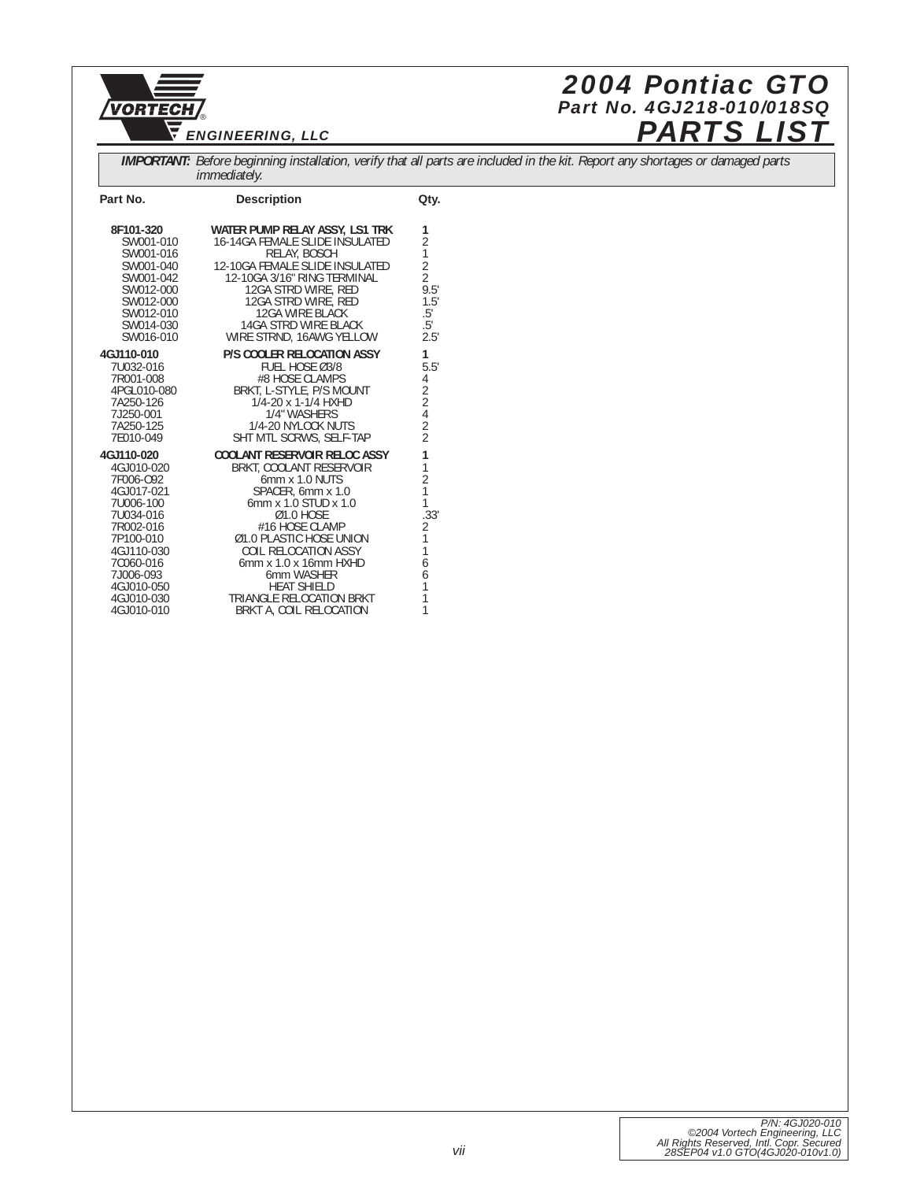# 2004 Pontiac GTO

## Part No. 4GJ218-010/018SQ

## PARTS LIST

VORTECH ENGINEERING, LLC

***IMPORTANT:*** *Before beginning installation, verify that all parts are included in the kit. Report any shortages or damaged parts immediately.*

| Part No. | Description | Qty. |
|---|---|---|
| **8F101-320** | **WATER PUMP RELAY ASSY, LS1 TRK** | **1** |
| SW001-010 | 16-14GA FEMALE SLIDE INSULATED | 2 |
| SW001-016 | RELAY, BOSCH | 1 |
| SW001-040 | 12-10GA FEMALE SLIDE INSULATED | 2 |
| SW001-042 | 12-10GA 3/16" RING TERMINAL | 2 |
| SW012-000 | 12GA STRD WIRE, RED | 9.5' |
| SW012-000 | 12GA STRD WIRE, RED | 1.5' |
| SW012-010 | 12GA WIRE BLACK | .5' |
| SW014-030 | 14GA STRD WIRE BLACK | .5' |
| SW016-010 | WIRE STRND, 16AWG YELLOW | 2.5' |
| **4GJ110-010** | **P/S COOLER RELOCATION ASSY** | **1** |
| 7U032-016 | FUEL HOSE Ø3/8 | 5.5' |
| 7R001-008 | #8 HOSE CLAMPS | 4 |
| 4PGL010-080 | BRKT, L-STYLE, P/S MOUNT | 2 |
| 7A250-126 | 1/4-20 x 1-1/4 HXHD | 2 |
| 7J250-001 | 1/4" WASHERS | 4 |
| 7A250-125 | 1/4-20 NYLOCK NUTS | 2 |
| 7E010-049 | SHT MTL SCRWS, SELF-TAP | 2 |
| **4GJ110-020** | **COOLANT RESERVOIR RELOC ASSY** | **1** |
| 4GJ010-020 | BRKT, COOLANT RESERVOIR | 1 |
| 7F006-O92 | 6mm x 1.0 NUTS | 2 |
| 4GJ017-021 | SPACER, 6mm x 1.0 | 1 |
| 7U006-100 | 6mm x 1.0 STUD x 1.0 | 1 |
| 7U034-016 | Ø1.0 HOSE | .33' |
| 7R002-016 | #16 HOSE CLAMP | 2 |
| 7P100-010 | Ø1.0 PLASTIC HOSE UNION | 1 |
| 4GJ110-030 | COIL RELOCATION ASSY | 1 |
| 7C060-016 | 6mm x 1.0 x 16mm HXHD | 6 |
| 7J006-093 | 6mm WASHER | 6 |
| 4GJ010-050 | HEAT SHIELD | 1 |
| 4GJ010-030 | TRIANGLE RELOCATION BRKT | 1 |
| 4GJ010-010 | BRKT A, COIL RELOCATION | 1 |

*P/N: 4GJ020-010*
*©2004 Vortech Engineering, LLC*
*All Rights Reserved, Intl. Copr. Secured*
*28SEP04 v1.0 GTO(4GJ020-010v1.0)*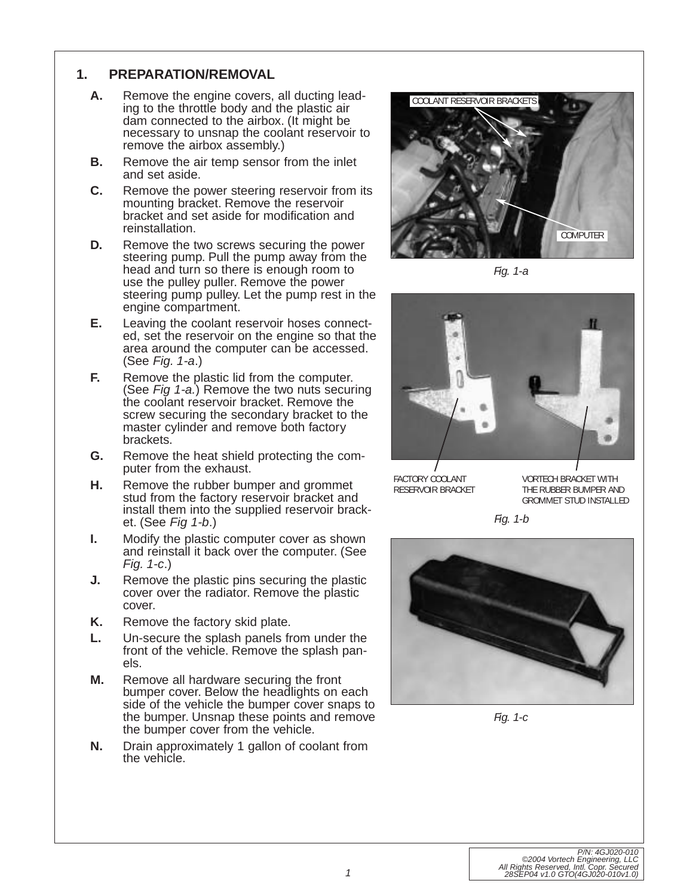## 1. PREPARATION/REMOVAL

**A.** Remove the engine covers, all ducting leading to the throttle body and the plastic air dam connected to the airbox. (It might be necessary to unsnap the coolant reservoir to remove the airbox assembly.)

**B.** Remove the air temp sensor from the inlet and set aside.

**C.** Remove the power steering reservoir from its mounting bracket. Remove the reservoir bracket and set aside for modification and reinstallation.

**D.** Remove the two screws securing the power steering pump. Pull the pump away from the head and turn so there is enough room to use the pulley puller. Remove the power steering pump pulley. Let the pump rest in the engine compartment.

**E.** Leaving the coolant reservoir hoses connected, set the reservoir on the engine so that the area around the computer can be accessed. (See *Fig. 1-a*.)

**F.** Remove the plastic lid from the computer. (See *Fig 1-a.*) Remove the two nuts securing the coolant reservoir bracket. Remove the screw securing the secondary bracket to the master cylinder and remove both factory brackets.

**G.** Remove the heat shield protecting the computer from the exhaust.

**H.** Remove the rubber bumper and grommet stud from the factory reservoir bracket and install them into the supplied reservoir bracket. (See *Fig 1-b*.)

**I.** Modify the plastic computer cover as shown and reinstall it back over the computer. (See *Fig. 1-c*.)

**J.** Remove the plastic pins securing the plastic cover over the radiator. Remove the plastic cover.

**K.** Remove the factory skid plate.

**L.** Un-secure the splash panels from under the front of the vehicle. Remove the splash panels.

**M.** Remove all hardware securing the front bumper cover. Below the headlights on each side of the vehicle the bumper cover snaps to the bumper. Unsnap these points and remove the bumper cover from the vehicle.

**N.** Drain approximately 1 gallon of coolant from the vehicle.

COOLANT RESERVOIR BRACKETS

COMPUTER

*Fig. 1-a*

FACTORY COOLANT RESERVOIR BRACKET

VORTECH BRACKET WITH THE RUBBER BUMPER AND GROMMET STUD INSTALLED

*Fig. 1-b*

*Fig. 1-c*

P/N: 4GJ020-010
©2004 Vortech Engineering, LLC
All Rights Reserved, Intl. Copr. Secured
28SEP04 v1.0 GTO(4GJ020-010v1.0)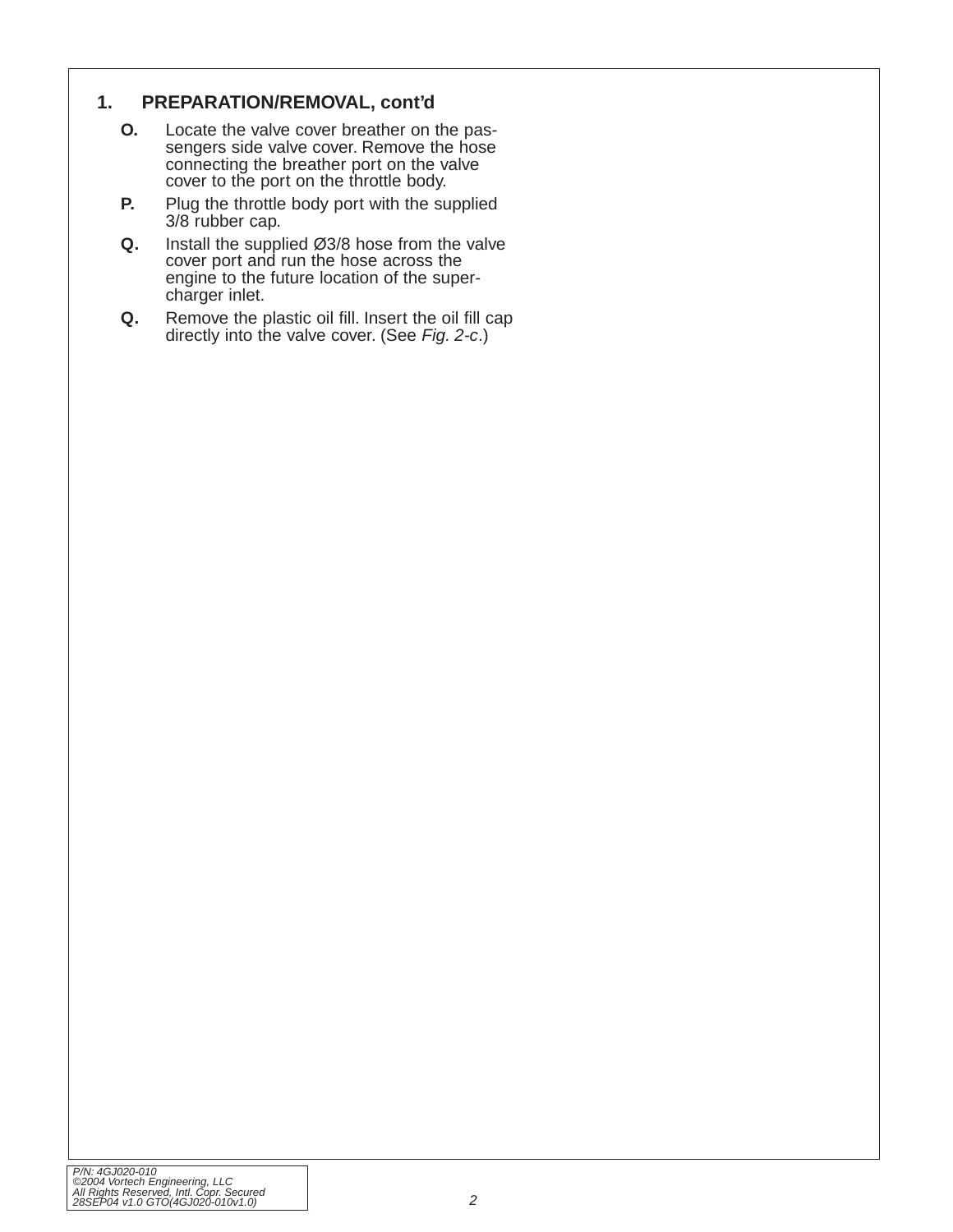## 1. PREPARATION/REMOVAL, cont'd

**O.** Locate the valve cover breather on the passengers side valve cover. Remove the hose connecting the breather port on the valve cover to the port on the throttle body.

**P.** Plug the throttle body port with the supplied 3/8 rubber cap.

**Q.** Install the supplied Ø3/8 hose from the valve cover port and run the hose across the engine to the future location of the supercharger inlet.

**Q.** Remove the plastic oil fill. Insert the oil fill cap directly into the valve cover. (See *Fig. 2-c*.)

P/N: 4GJ020-010
©2004 Vortech Engineering, LLC
All Rights Reserved, Intl. Copr. Secured
28SEP04 v1.0 GTO(4GJ020-010v1.0)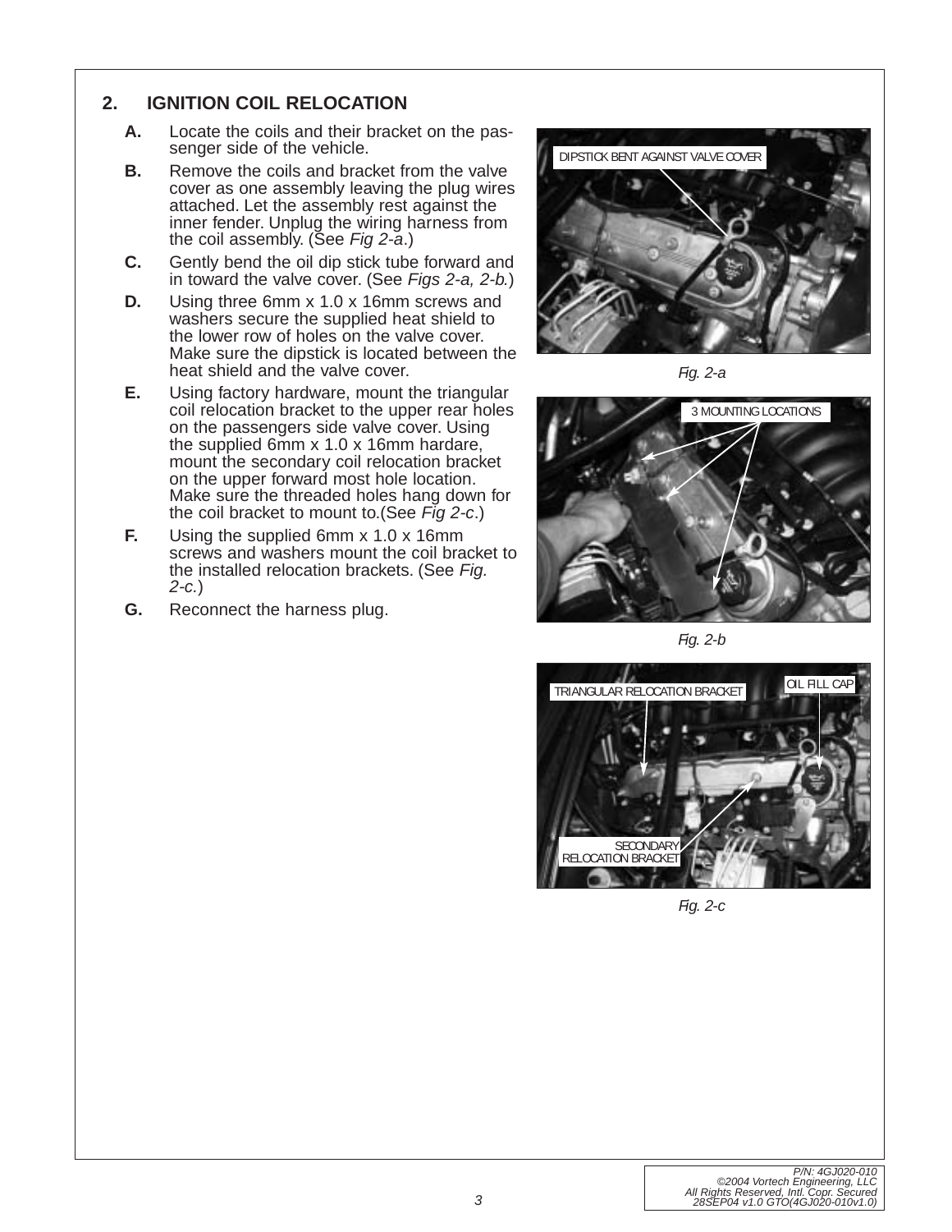## 2. IGNITION COIL RELOCATION

**A.** Locate the coils and their bracket on the passenger side of the vehicle.

**B.** Remove the coils and bracket from the valve cover as one assembly leaving the plug wires attached. Let the assembly rest against the inner fender. Unplug the wiring harness from the coil assembly. (See *Fig 2-a*.)

**C.** Gently bend the oil dip stick tube forward and in toward the valve cover. (See *Figs 2-a, 2-b.*)

**D.** Using three 6mm x 1.0 x 16mm screws and washers secure the supplied heat shield to the lower row of holes on the valve cover. Make sure the dipstick is located between the heat shield and the valve cover.

**E.** Using factory hardware, mount the triangular coil relocation bracket to the upper rear holes on the passengers side valve cover. Using the supplied 6mm x 1.0 x 16mm hardare, mount the secondary coil relocation bracket on the upper forward most hole location. Make sure the threaded holes hang down for the coil bracket to mount to.(See *Fig 2-c*.)

**F.** Using the supplied 6mm x 1.0 x 16mm screws and washers mount the coil bracket to the installed relocation brackets. (See *Fig. 2-c.*)

**G.** Reconnect the harness plug.

DIPSTICK BENT AGAINST VALVE COVER

*Fig. 2-a*

3 MOUNTING LOCATIONS

*Fig. 2-b*

TRIANGULAR RELOCATION BRACKET

OIL FILL CAP

SECONDARY RELOCATION BRACKET

*Fig. 2-c*

*P/N: 4GJ020-010*
*©2004 Vortech Engineering, LLC*
*All Rights Reserved, Intl. Copr. Secured*
*28SEP04 v1.0 GTO(4GJ020-010v1.0)*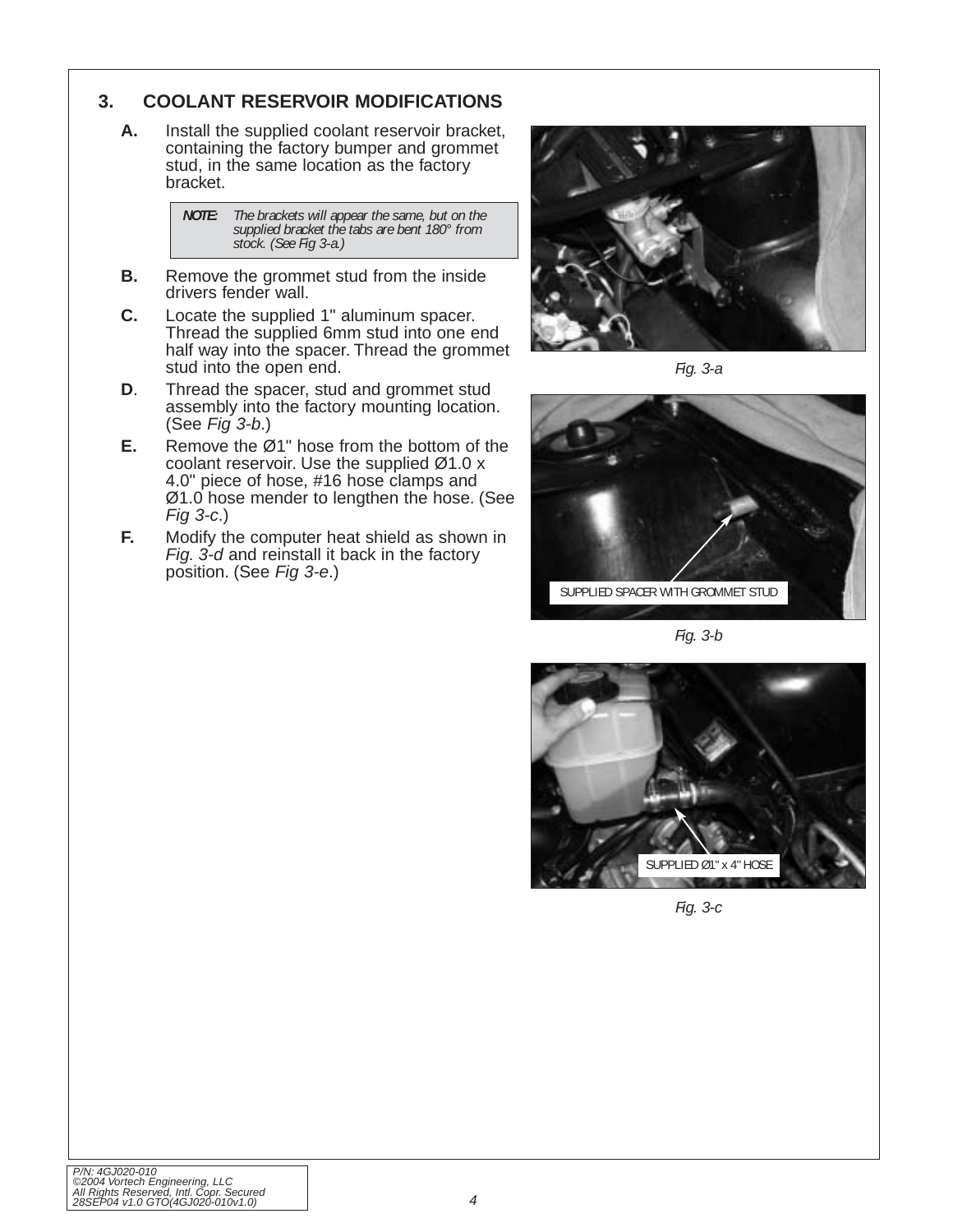## 3. COOLANT RESERVOIR MODIFICATIONS

**A.** Install the supplied coolant reservoir bracket, containing the factory bumper and grommet stud, in the same location as the factory bracket.

> ***NOTE:*** *The brackets will appear the same, but on the supplied bracket the tabs are bent 180° from stock. (See Fig 3-a.)*

**B.** Remove the grommet stud from the inside drivers fender wall.

**C.** Locate the supplied 1" aluminum spacer. Thread the supplied 6mm stud into one end half way into the spacer. Thread the grommet stud into the open end.

**D**. Thread the spacer, stud and grommet stud assembly into the factory mounting location. (See *Fig 3-b*.)

**E.** Remove the Ø1" hose from the bottom of the coolant reservoir. Use the supplied Ø1.0 x 4.0" piece of hose, #16 hose clamps and Ø1.0 hose mender to lengthen the hose. (See *Fig 3-c*.)

**F.** Modify the computer heat shield as shown in *Fig. 3-d* and reinstall it back in the factory position. (See *Fig 3-e*.)

*Fig. 3-a*

SUPPLIED SPACER WITH GROMMET STUD

*Fig. 3-b*

SUPPLIED Ø1" x 4" HOSE

*Fig. 3-c*

P/N: 4GJ020-010
©2004 Vortech Engineering, LLC
All Rights Reserved, Intl. Copr. Secured
28SEP04 v1.0 GTO(4GJ020-010v1.0)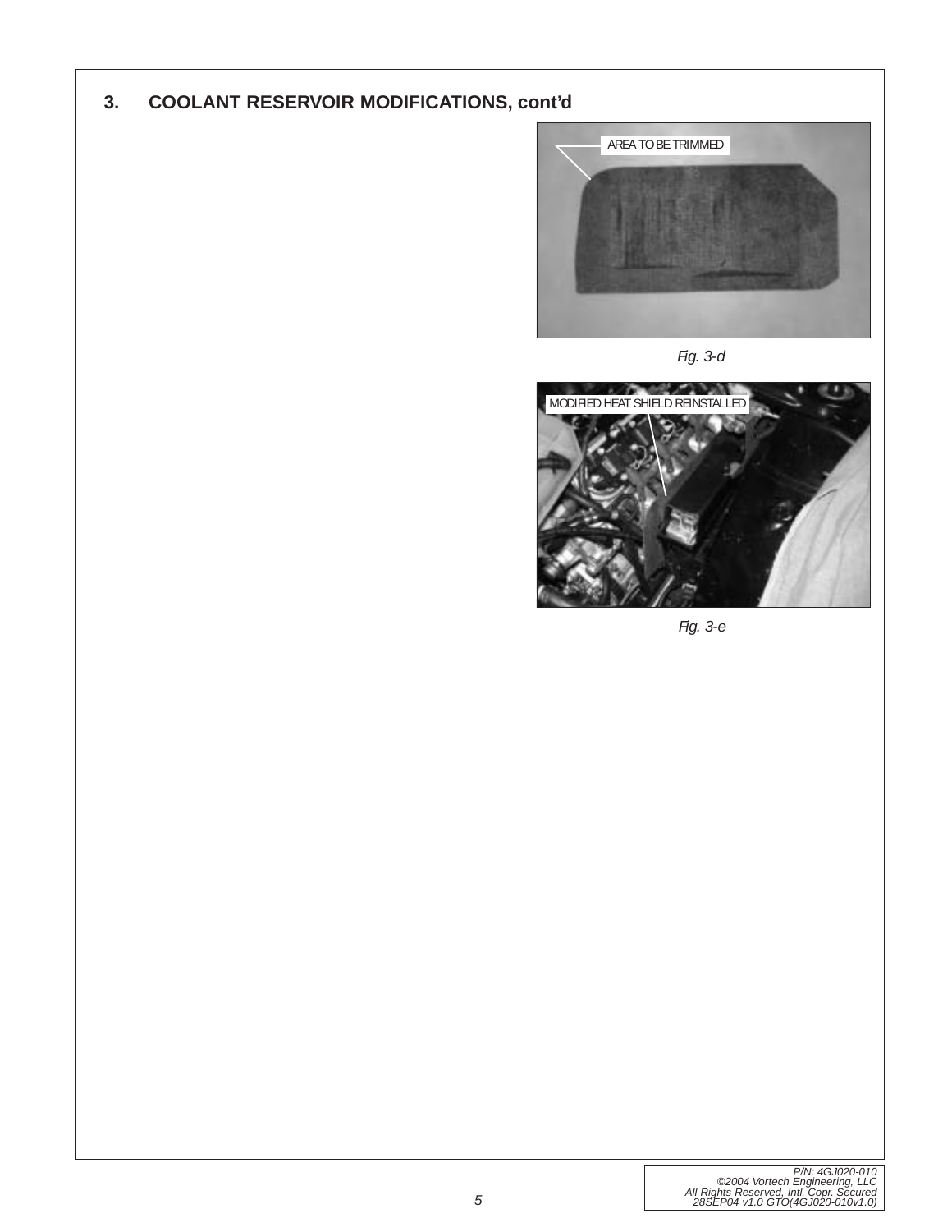## 3. COOLANT RESERVOIR MODIFICATIONS, cont'd

AREA TO BE TRIMMED

Fig. 3-d

MODIFIED HEAT SHIELD REINSTALLED

Fig. 3-e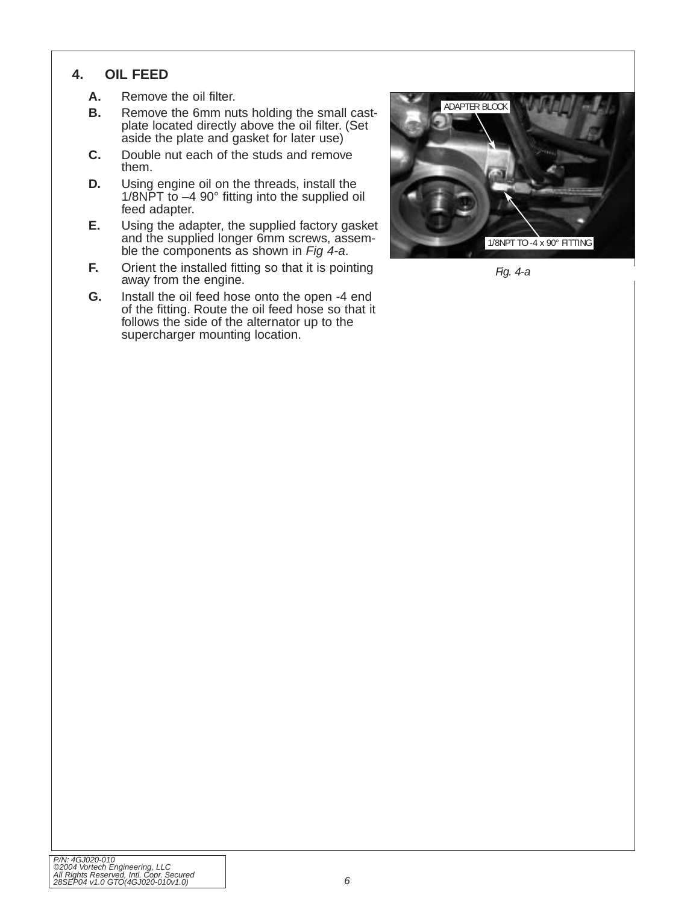## 4. OIL FEED

**A.** Remove the oil filter.

**B.** Remove the 6mm nuts holding the small cast-plate located directly above the oil filter. (Set aside the plate and gasket for later use)

**C.** Double nut each of the studs and remove them.

**D.** Using engine oil on the threads, install the 1/8NPT to –4 90° fitting into the supplied oil feed adapter.

**E.** Using the adapter, the supplied factory gasket and the supplied longer 6mm screws, assemble the components as shown in *Fig 4-a*.

**F.** Orient the installed fitting so that it is pointing away from the engine.

**G.** Install the oil feed hose onto the open -4 end of the fitting. Route the oil feed hose so that it follows the side of the alternator up to the supercharger mounting location.

ADAPTER BLOCK

1/8NPT TO -4 x 90° FITTING

*Fig. 4-a*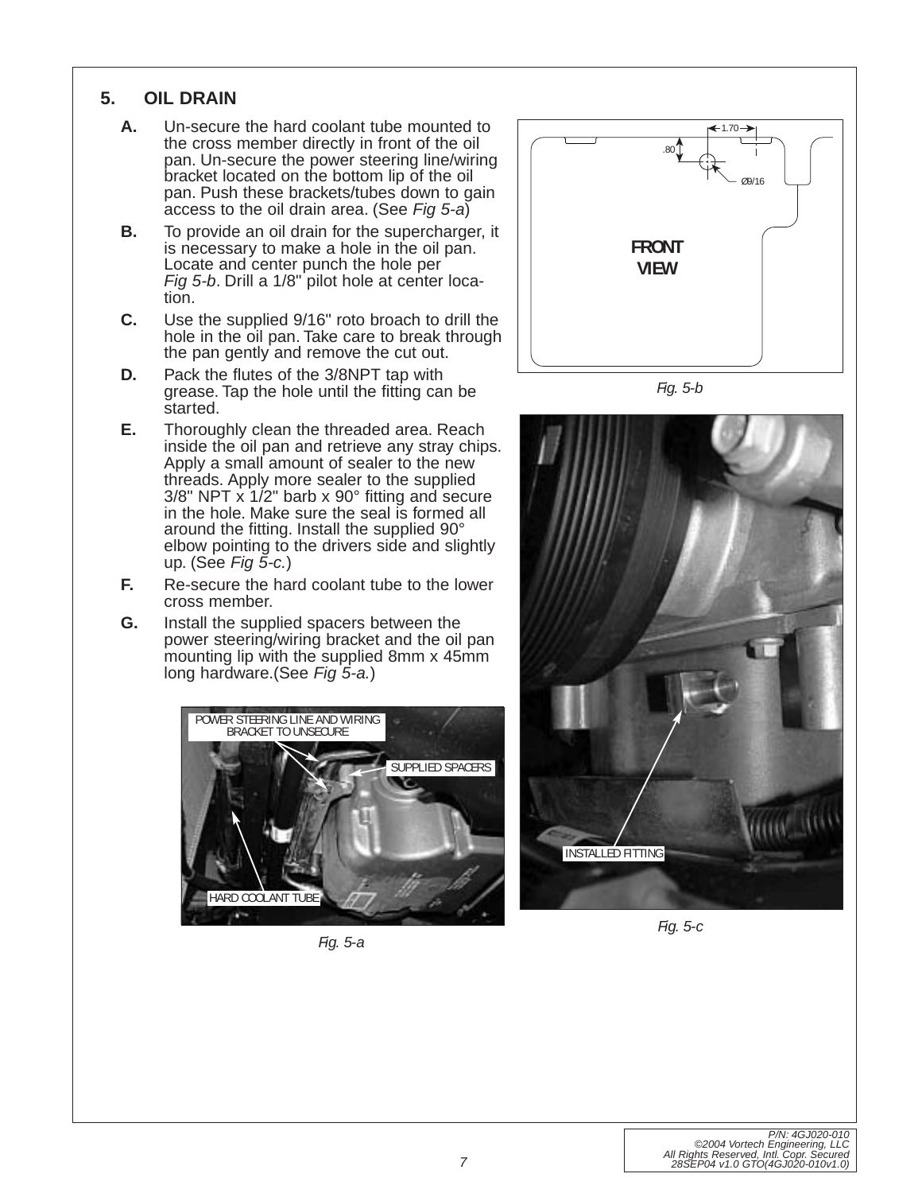## 5. OIL DRAIN

**A.** Un-secure the hard coolant tube mounted to the cross member directly in front of the oil pan. Un-secure the power steering line/wiring bracket located on the bottom lip of the oil pan. Push these brackets/tubes down to gain access to the oil drain area. (See *Fig 5-a*)

**B.** To provide an oil drain for the supercharger, it is necessary to make a hole in the oil pan. Locate and center punch the hole per *Fig 5-b*. Drill a 1/8" pilot hole at center location.

**C.** Use the supplied 9/16" roto broach to drill the hole in the oil pan. Take care to break through the pan gently and remove the cut out.

**D.** Pack the flutes of the 3/8NPT tap with grease. Tap the hole until the fitting can be started.

**E.** Thoroughly clean the threaded area. Reach inside the oil pan and retrieve any stray chips. Apply a small amount of sealer to the new threads. Apply more sealer to the supplied 3/8" NPT x 1/2" barb x 90° fitting and secure in the hole. Make sure the seal is formed all around the fitting. Install the supplied 90° elbow pointing to the drivers side and slightly up. (See *Fig 5-c.*)

**F.** Re-secure the hard coolant tube to the lower cross member.

**G.** Install the supplied spacers between the power steering/wiring bracket and the oil pan mounting lip with the supplied 8mm x 45mm long hardware.(See *Fig 5-a.*)

POWER STEERING LINE AND WIRING BRACKET TO UNSECURE

SUPPLIED SPACERS

HARD COOLANT TUBE

*Fig. 5-a*

1.70

.80

Ø9/16

FRONT VIEW

*Fig. 5-b*

INSTALLED FITTING

*Fig. 5-c*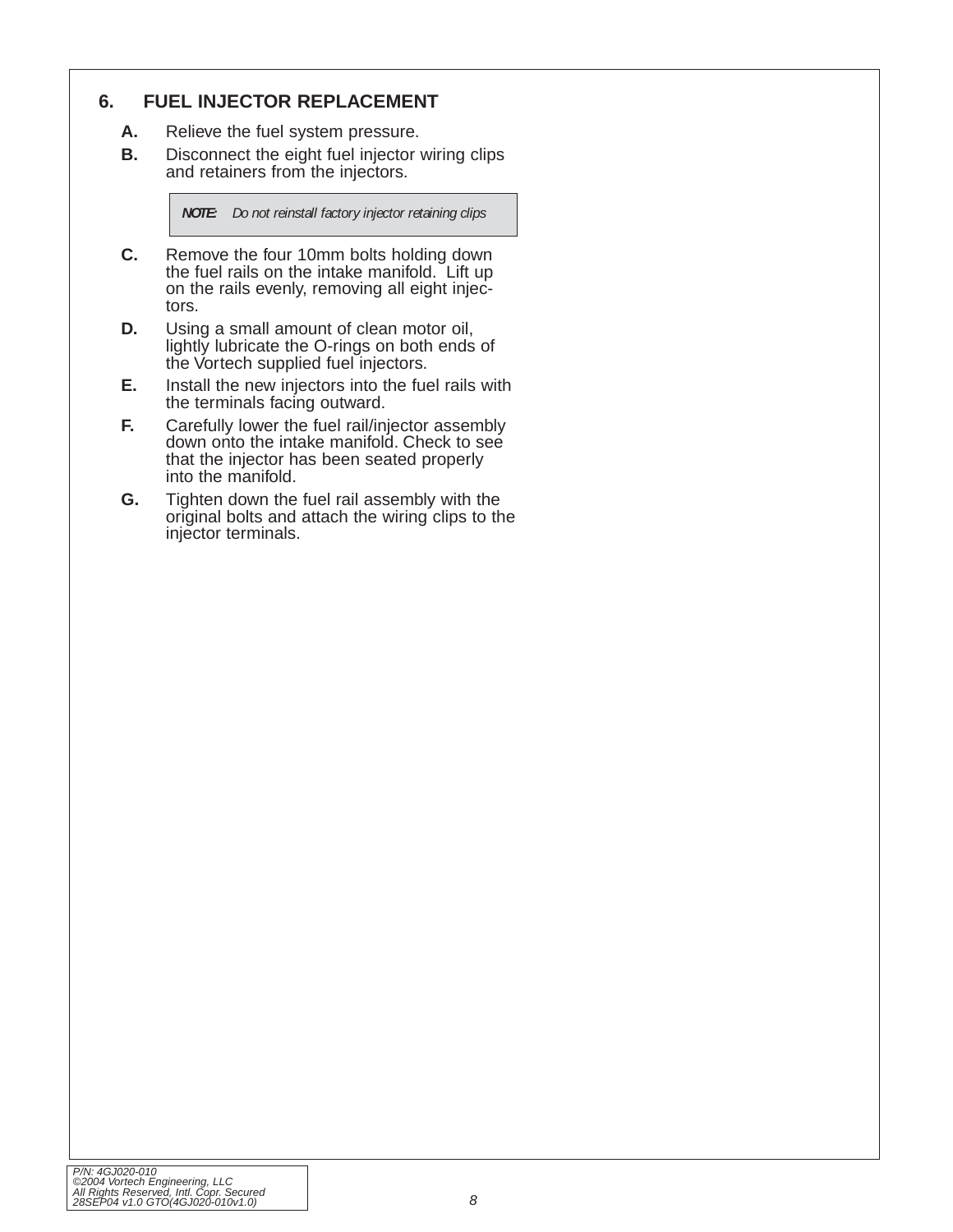## 6. FUEL INJECTOR REPLACEMENT

**A.** Relieve the fuel system pressure.

**B.** Disconnect the eight fuel injector wiring clips and retainers from the injectors.

> ***NOTE:*** *Do not reinstall factory injector retaining clips*

**C.** Remove the four 10mm bolts holding down the fuel rails on the intake manifold. Lift up on the rails evenly, removing all eight injectors.

**D.** Using a small amount of clean motor oil, lightly lubricate the O-rings on both ends of the Vortech supplied fuel injectors.

**E.** Install the new injectors into the fuel rails with the terminals facing outward.

**F.** Carefully lower the fuel rail/injector assembly down onto the intake manifold. Check to see that the injector has been seated properly into the manifold.

**G.** Tighten down the fuel rail assembly with the original bolts and attach the wiring clips to the injector terminals.

*P/N: 4GJ020-010*
*©2004 Vortech Engineering, LLC*
*All Rights Reserved, Intl. Copr. Secured*
*28SEP04 v1.0 GTO(4GJ020-010v1.0)*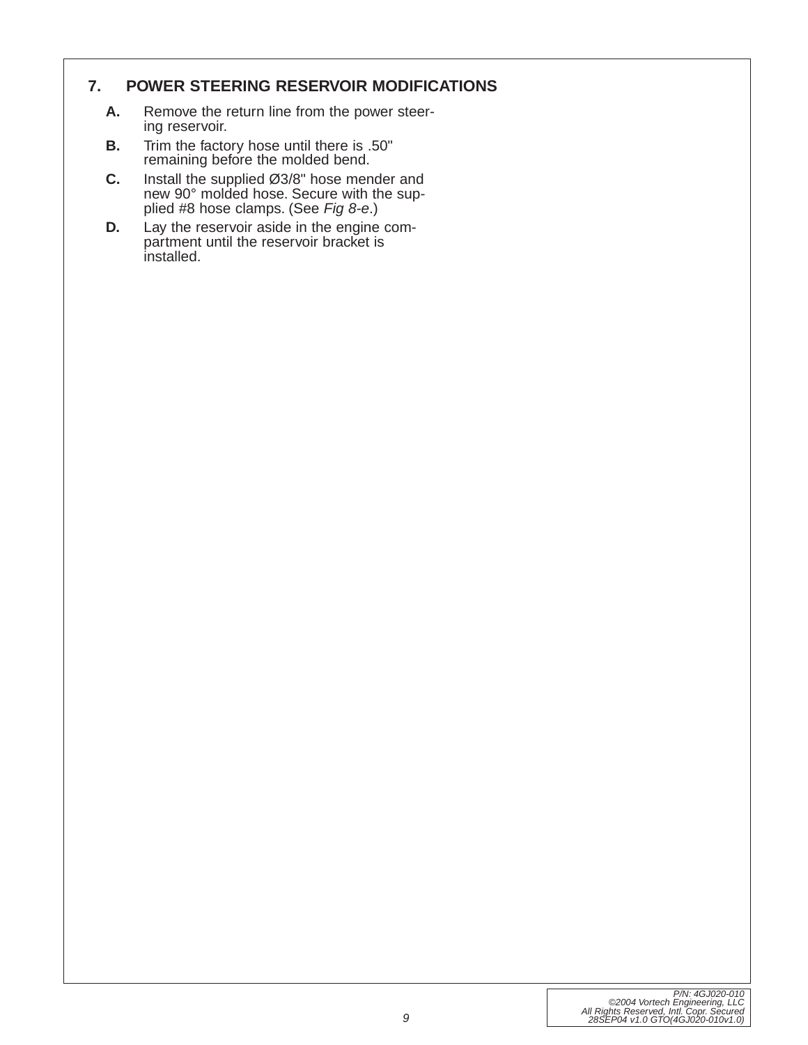## 7. POWER STEERING RESERVOIR MODIFICATIONS

**A.** Remove the return line from the power steering reservoir.

**B.** Trim the factory hose until there is .50" remaining before the molded bend.

**C.** Install the supplied Ø3/8" hose mender and new 90° molded hose. Secure with the supplied #8 hose clamps. (See *Fig 8-e*.)

**D.** Lay the reservoir aside in the engine compartment until the reservoir bracket is installed.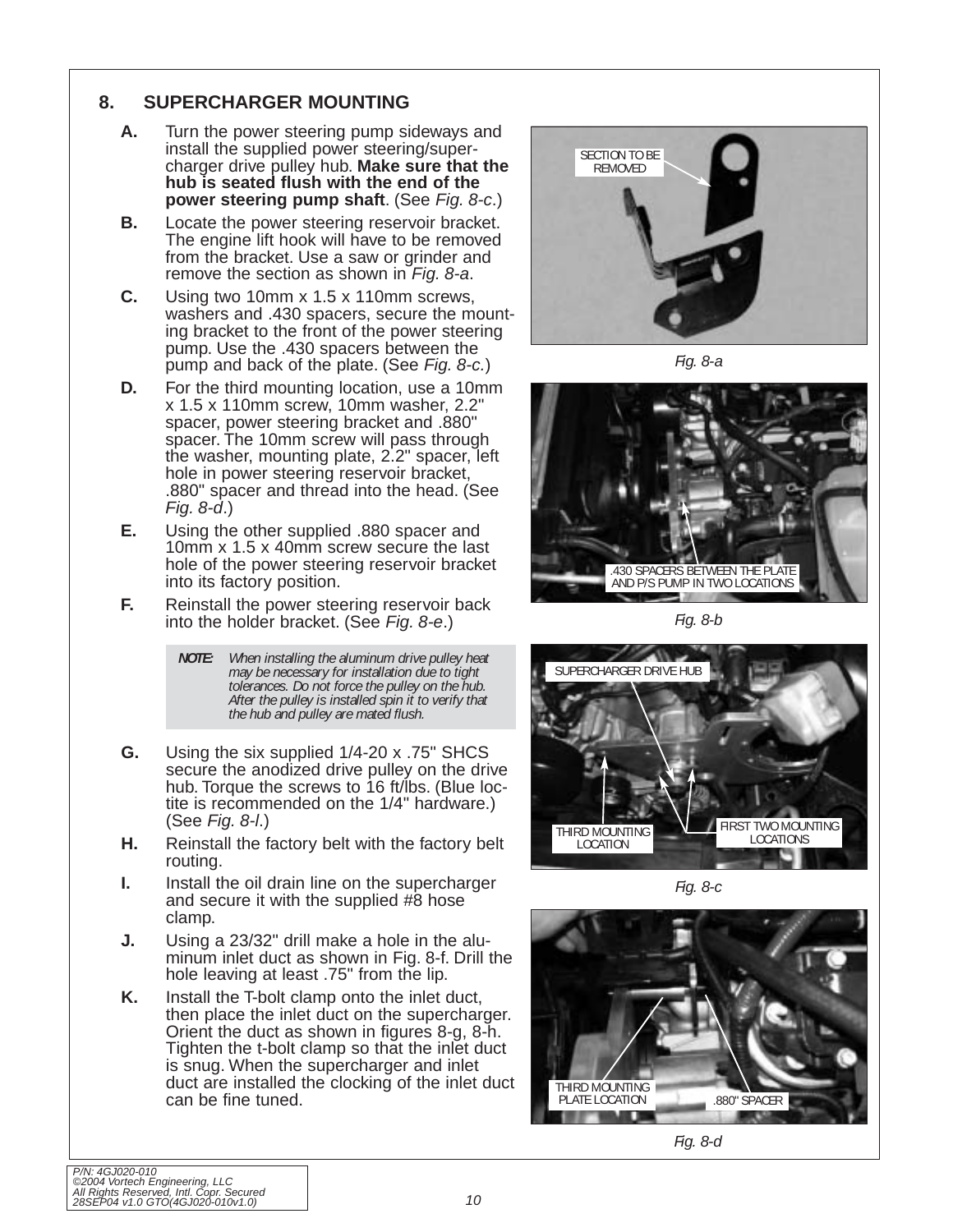## 8. SUPERCHARGER MOUNTING

**A.** Turn the power steering pump sideways and install the supplied power steering/supercharger drive pulley hub. **Make sure that the hub is seated flush with the end of the power steering pump shaft**. (See *Fig. 8-c*.)

**B.** Locate the power steering reservoir bracket. The engine lift hook will have to be removed from the bracket. Use a saw or grinder and remove the section as shown in *Fig. 8-a*.

**C.** Using two 10mm x 1.5 x 110mm screws, washers and .430 spacers, secure the mounting bracket to the front of the power steering pump. Use the .430 spacers between the pump and back of the plate. (See *Fig. 8-c.*)

**D.** For the third mounting location, use a 10mm x 1.5 x 110mm screw, 10mm washer, 2.2" spacer, power steering bracket and .880" spacer. The 10mm screw will pass through the washer, mounting plate, 2.2" spacer, left hole in power steering reservoir bracket, .880" spacer and thread into the head. (See *Fig. 8-d*.)

**E.** Using the other supplied .880 spacer and 10mm x 1.5 x 40mm screw secure the last hole of the power steering reservoir bracket into its factory position.

**F.** Reinstall the power steering reservoir back into the holder bracket. (See *Fig. 8-e*.)

> ***NOTE:*** *When installing the aluminum drive pulley heat may be necessary for installation due to tight tolerances. Do not force the pulley on the hub. After the pulley is installed spin it to verify that the hub and pulley are mated flush.*

**G.** Using the six supplied 1/4-20 x .75" SHCS secure the anodized drive pulley on the drive hub. Torque the screws to 16 ft/lbs. (Blue loctite is recommended on the 1/4" hardware.) (See *Fig. 8-l*.)

**H.** Reinstall the factory belt with the factory belt routing.

**I.** Install the oil drain line on the supercharger and secure it with the supplied #8 hose clamp.

**J.** Using a 23/32" drill make a hole in the aluminum inlet duct as shown in Fig. 8-f. Drill the hole leaving at least .75" from the lip.

**K.** Install the T-bolt clamp onto the inlet duct, then place the inlet duct on the supercharger. Orient the duct as shown in figures 8-g, 8-h. Tighten the t-bolt clamp so that the inlet duct is snug. When the supercharger and inlet duct are installed the clocking of the inlet duct can be fine tuned.

SECTION TO BE REMOVED

*Fig. 8-a*

.430 SPACERS BETWEEN THE PLATE AND P/S PUMP IN TWO LOCATIONS

*Fig. 8-b*

SUPERCHARGER DRIVE HUB

THIRD MOUNTING LOCATION

FIRST TWO MOUNTING LOCATIONS

*Fig. 8-c*

THIRD MOUNTING PLATE LOCATION

.880" SPACER

*Fig. 8-d*

P/N: 4GJ020-010
©2004 Vortech Engineering, LLC
All Rights Reserved, Intl. Copr. Secured
28SEP04 v1.0 GTO(4GJ020-010v1.0)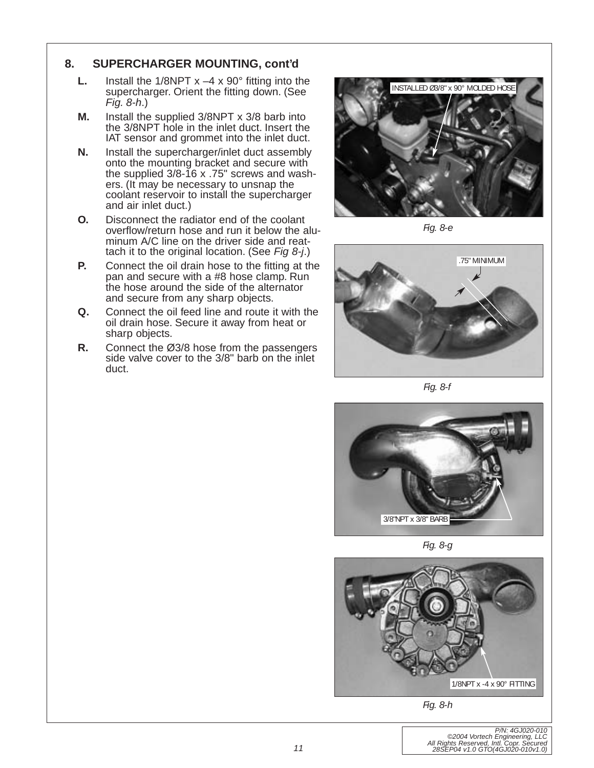## 8. SUPERCHARGER MOUNTING, cont'd

**L.** Install the 1/8NPT x –4 x 90° fitting into the supercharger. Orient the fitting down. (See *Fig. 8-h*.)

**M.** Install the supplied 3/8NPT x 3/8 barb into the 3/8NPT hole in the inlet duct. Insert the IAT sensor and grommet into the inlet duct.

**N.** Install the supercharger/inlet duct assembly onto the mounting bracket and secure with the supplied 3/8-16 x .75" screws and washers. (It may be necessary to unsnap the coolant reservoir to install the supercharger and air inlet duct.)

**O.** Disconnect the radiator end of the coolant overflow/return hose and run it below the aluminum A/C line on the driver side and reattach it to the original location. (See *Fig 8-j*.)

**P.** Connect the oil drain hose to the fitting at the pan and secure with a #8 hose clamp. Run the hose around the side of the alternator and secure from any sharp objects.

**Q.** Connect the oil feed line and route it with the oil drain hose. Secure it away from heat or sharp objects.

**R.** Connect the Ø3/8 hose from the passengers side valve cover to the 3/8" barb on the inlet duct.

INSTALLED Ø3/8" x 90° MOLDED HOSE

*Fig. 8-e*

.75" MINIMUM

*Fig. 8-f*

3/8"NPT x 3/8" BARB

*Fig. 8-g*

1/8NPT x -4 x 90° FITTING

*Fig. 8-h*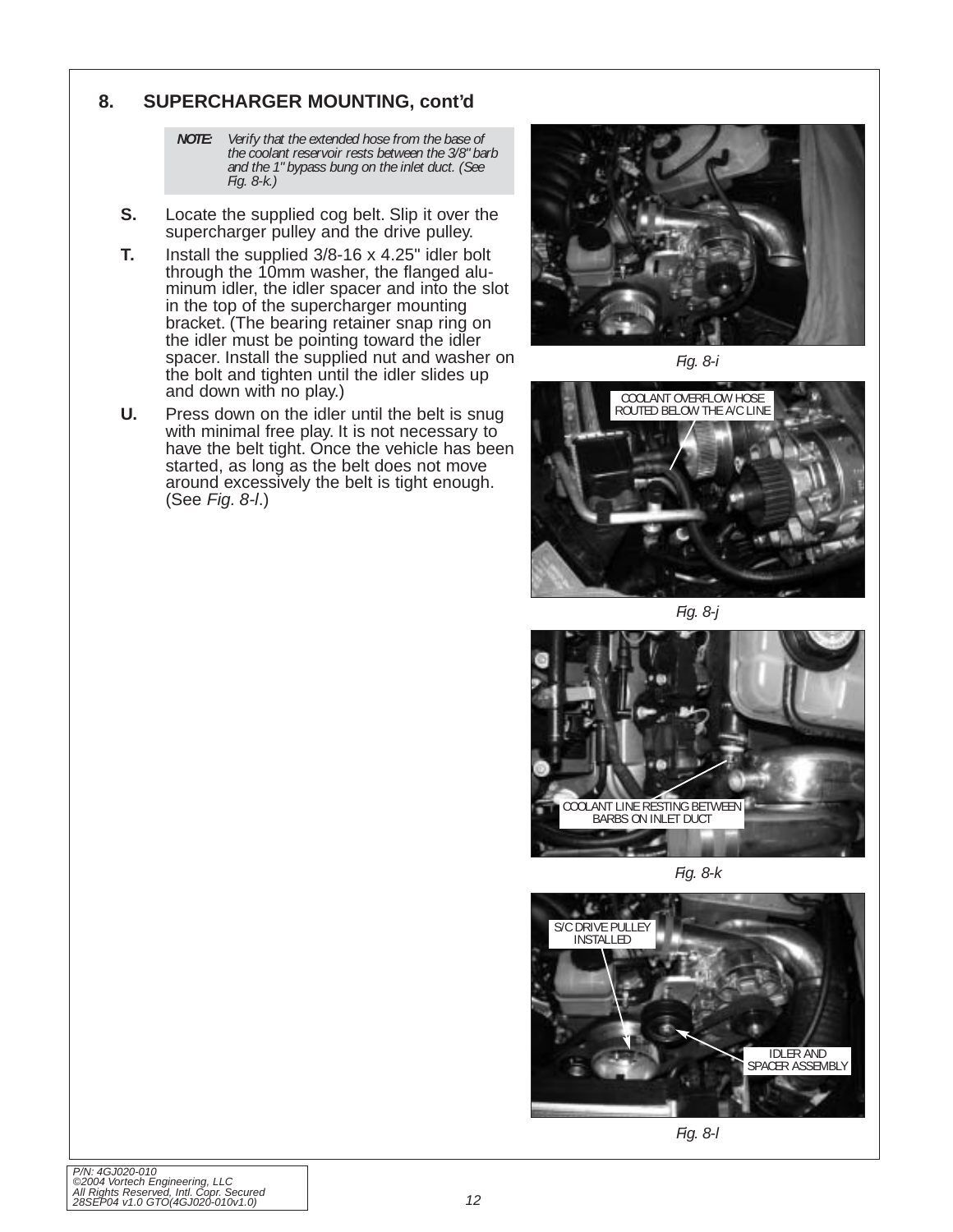## 8. SUPERCHARGER MOUNTING, cont'd

> ***NOTE:*** *Verify that the extended hose from the base of the coolant reservoir rests between the 3/8" barb and the 1" bypass bung on the inlet duct. (See Fig. 8-k.)*

**S.** Locate the supplied cog belt. Slip it over the supercharger pulley and the drive pulley.

**T.** Install the supplied 3/8-16 x 4.25" idler bolt through the 10mm washer, the flanged aluminum idler, the idler spacer and into the slot in the top of the supercharger mounting bracket. (The bearing retainer snap ring on the idler must be pointing toward the idler spacer. Install the supplied nut and washer on the bolt and tighten until the idler slides up and down with no play.)

**U.** Press down on the idler until the belt is snug with minimal free play. It is not necessary to have the belt tight. Once the vehicle has been started, as long as the belt does not move around excessively the belt is tight enough. (See *Fig. 8-l*.)

*Fig. 8-i*

COOLANT OVERFLOW HOSE ROUTED BELOW THE A/C LINE

*Fig. 8-j*

COOLANT LINE RESTING BETWEEN BARBS ON INLET DUCT

*Fig. 8-k*

S/C DRIVE PULLEY INSTALLED

IDLER AND SPACER ASSEMBLY

*Fig. 8-l*

*P/N: 4GJ020-010*
*©2004 Vortech Engineering, LLC*
*All Rights Reserved, Intl. Copr. Secured*
*28SEP04 v1.0 GTO(4GJ020-010v1.0)*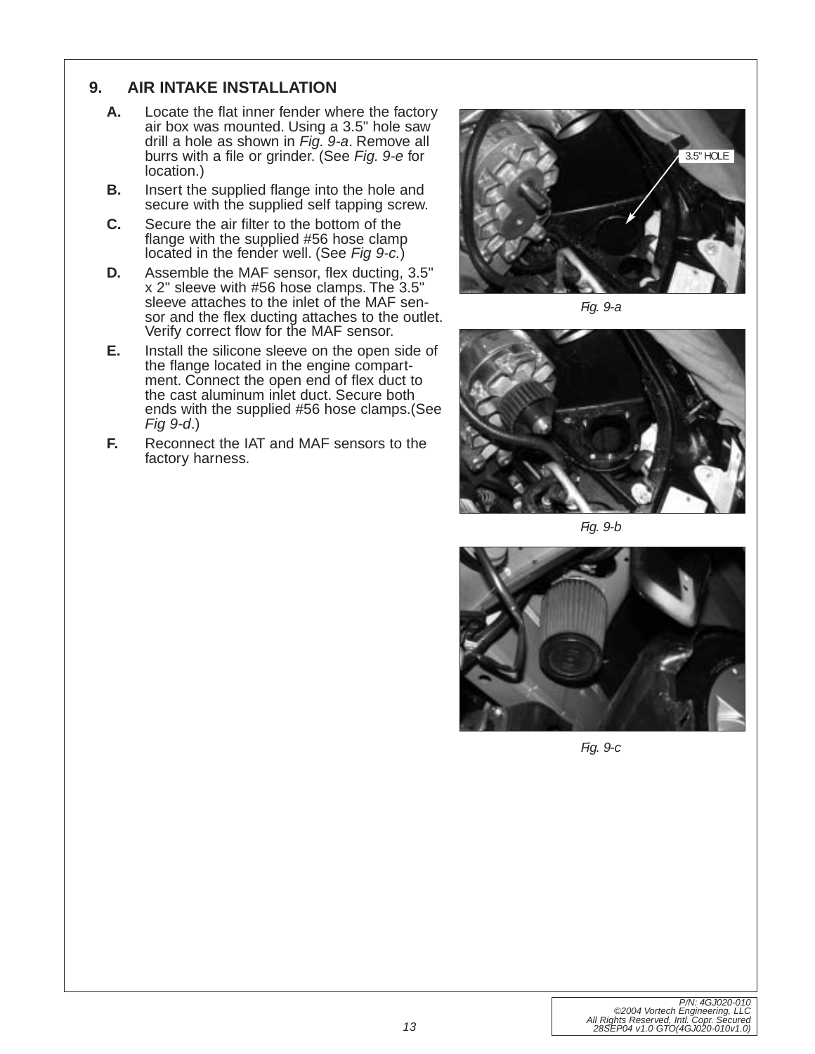## 9. AIR INTAKE INSTALLATION

**A.** Locate the flat inner fender where the factory air box was mounted. Using a 3.5" hole saw drill a hole as shown in *Fig. 9-a*. Remove all burrs with a file or grinder. (See *Fig. 9-e* for location.)

**B.** Insert the supplied flange into the hole and secure with the supplied self tapping screw.

**C.** Secure the air filter to the bottom of the flange with the supplied #56 hose clamp located in the fender well. (See *Fig 9-c.*)

**D.** Assemble the MAF sensor, flex ducting, 3.5" x 2" sleeve with #56 hose clamps. The 3.5" sleeve attaches to the inlet of the MAF sensor and the flex ducting attaches to the outlet. Verify correct flow for the MAF sensor.

**E.** Install the silicone sleeve on the open side of the flange located in the engine compartment. Connect the open end of flex duct to the cast aluminum inlet duct. Secure both ends with the supplied #56 hose clamps.(See *Fig 9-d*.)

**F.** Reconnect the IAT and MAF sensors to the factory harness.

3.5" HOLE

*Fig. 9-a*

*Fig. 9-b*

*Fig. 9-c*

P/N: 4GJ020-010
©2004 Vortech Engineering, LLC
All Rights Reserved, Intl. Copr. Secured
28SEP04 v1.0 GTO(4GJ020-010v1.0)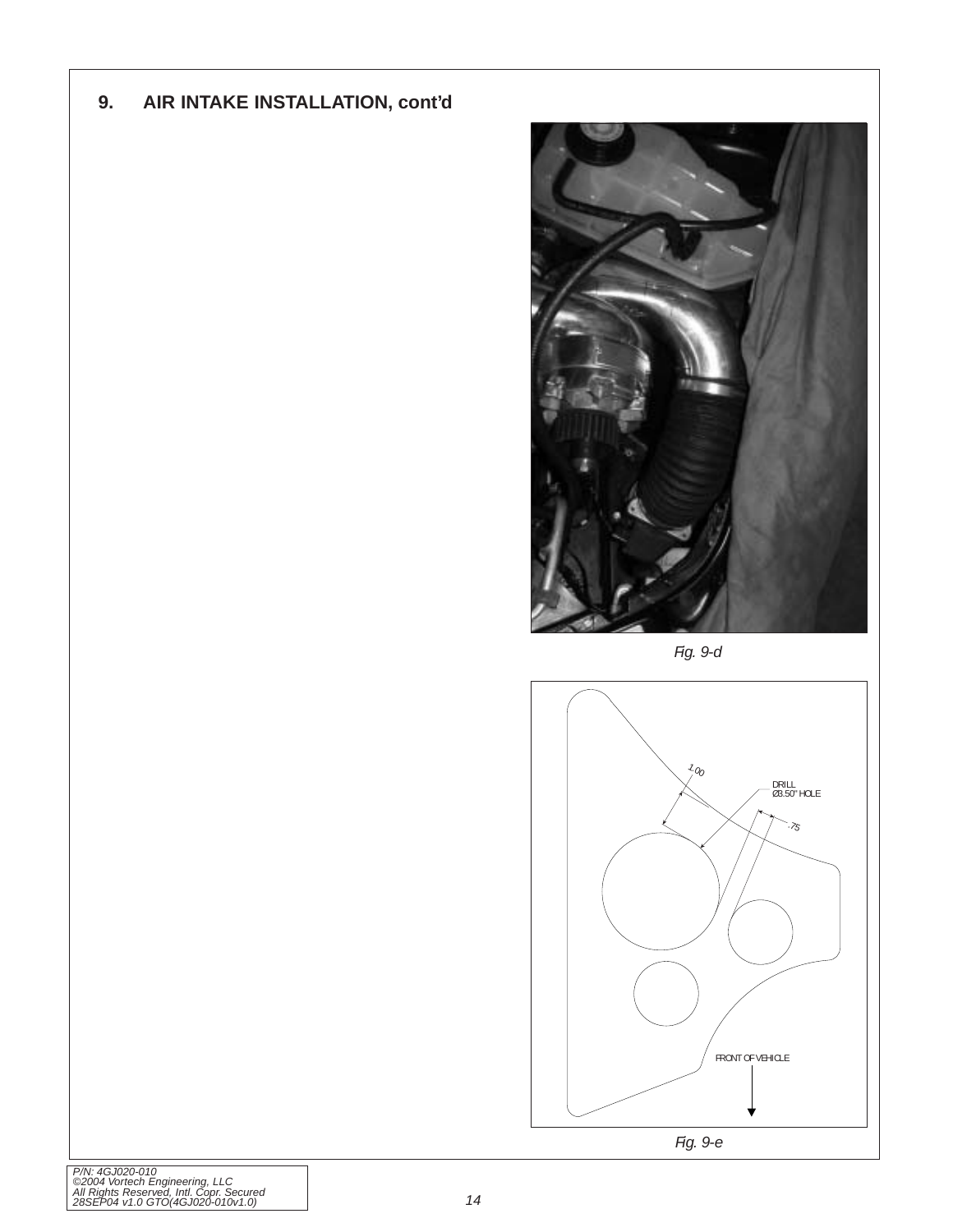## 9. AIR INTAKE INSTALLATION, cont'd

Fig. 9-d

1.00

DRILL
Ø3.50" HOLE

.75

FRONT OF VEHICLE

Fig. 9-e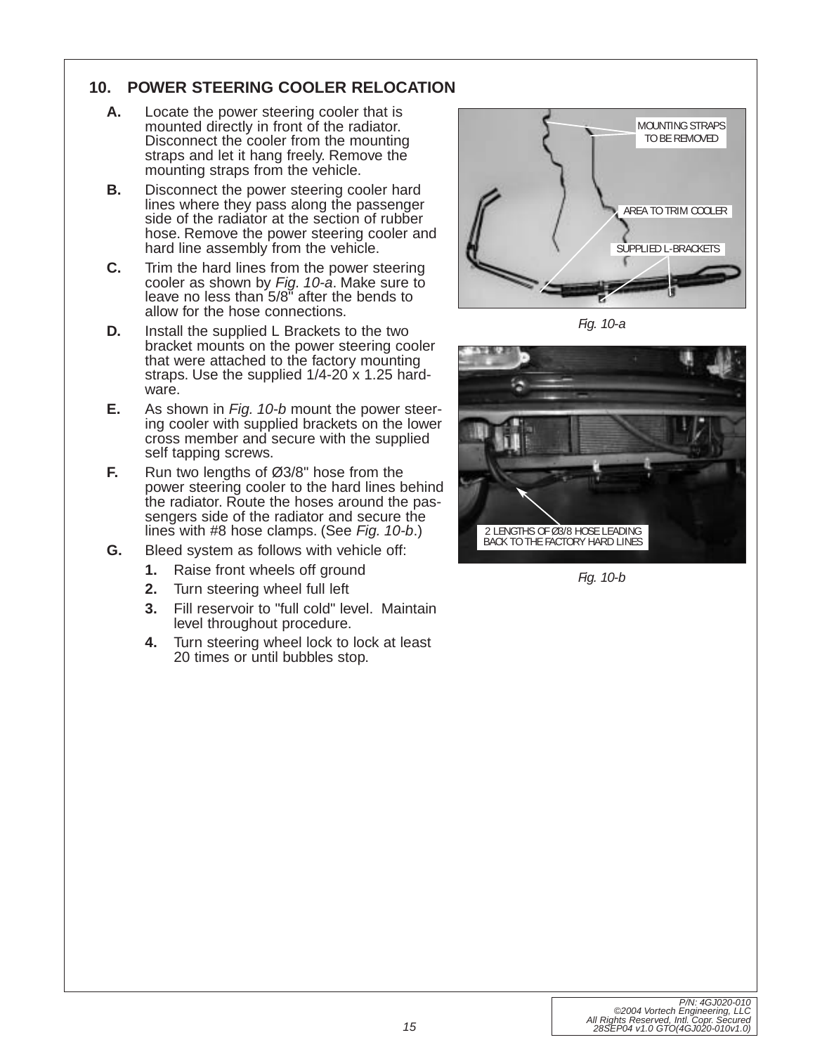## 10. POWER STEERING COOLER RELOCATION

**A.** Locate the power steering cooler that is mounted directly in front of the radiator. Disconnect the cooler from the mounting straps and let it hang freely. Remove the mounting straps from the vehicle.

**B.** Disconnect the power steering cooler hard lines where they pass along the passenger side of the radiator at the section of rubber hose. Remove the power steering cooler and hard line assembly from the vehicle.

**C.** Trim the hard lines from the power steering cooler as shown by *Fig. 10-a*. Make sure to leave no less than 5/8" after the bends to allow for the hose connections.

**D.** Install the supplied L Brackets to the two bracket mounts on the power steering cooler that were attached to the factory mounting straps. Use the supplied 1/4-20 x 1.25 hardware.

**E.** As shown in *Fig. 10-b* mount the power steering cooler with supplied brackets on the lower cross member and secure with the supplied self tapping screws.

**F.** Run two lengths of Ø3/8" hose from the power steering cooler to the hard lines behind the radiator. Route the hoses around the passengers side of the radiator and secure the lines with #8 hose clamps. (See *Fig. 10-b*.)

**G.** Bleed system as follows with vehicle off:

1. Raise front wheels off ground
2. Turn steering wheel full left
3. Fill reservoir to "full cold" level. Maintain level throughout procedure.
4. Turn steering wheel lock to lock at least 20 times or until bubbles stop.

MOUNTING STRAPS TO BE REMOVED

AREA TO TRIM COOLER

SUPPLIED L-BRACKETS

*Fig. 10-a*

2 LENGTHS OF Ø3/8 HOSE LEADING BACK TO THE FACTORY HARD LINES

*Fig. 10-b*

P/N: 4GJ020-010
©2004 Vortech Engineering, LLC
All Rights Reserved, Intl. Copr. Secured
28SEP04 v1.0 GTO(4GJ020-010v1.0)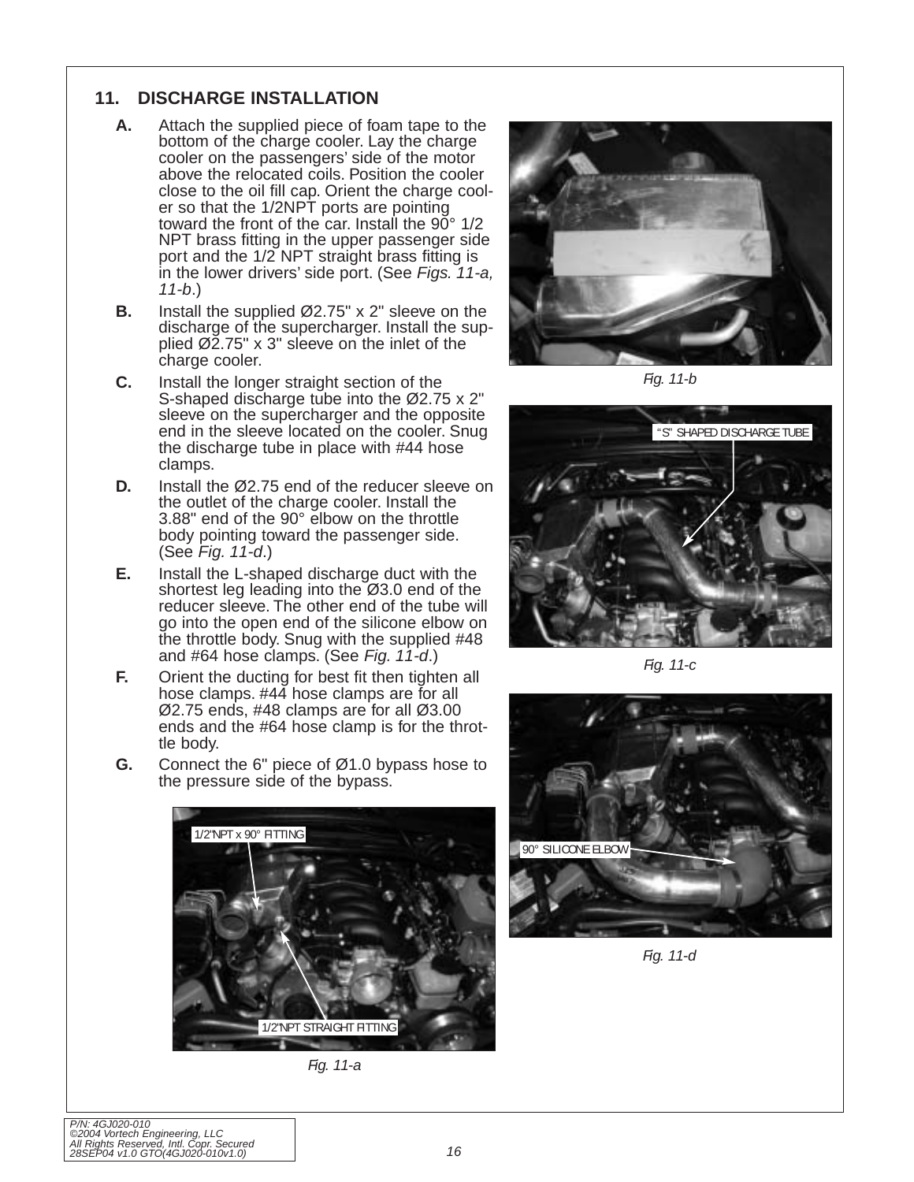## 11. DISCHARGE INSTALLATION

**A.** Attach the supplied piece of foam tape to the bottom of the charge cooler. Lay the charge cooler on the passengers' side of the motor above the relocated coils. Position the cooler close to the oil fill cap. Orient the charge cooler so that the 1/2NPT ports are pointing toward the front of the car. Install the 90° 1/2 NPT brass fitting in the upper passenger side port and the 1/2 NPT straight brass fitting is in the lower drivers' side port. (See *Figs. 11-a, 11-b*.)

**B.** Install the supplied Ø2.75" x 2" sleeve on the discharge of the supercharger. Install the supplied Ø2.75" x 3" sleeve on the inlet of the charge cooler.

**C.** Install the longer straight section of the S-shaped discharge tube into the Ø2.75 x 2" sleeve on the supercharger and the opposite end in the sleeve located on the cooler. Snug the discharge tube in place with #44 hose clamps.

**D.** Install the Ø2.75 end of the reducer sleeve on the outlet of the charge cooler. Install the 3.88" end of the 90° elbow on the throttle body pointing toward the passenger side. (See *Fig. 11-d*.)

**E.** Install the L-shaped discharge duct with the shortest leg leading into the Ø3.0 end of the reducer sleeve. The other end of the tube will go into the open end of the silicone elbow on the throttle body. Snug with the supplied #48 and #64 hose clamps. (See *Fig. 11-d*.)

**F.** Orient the ducting for best fit then tighten all hose clamps. #44 hose clamps are for all Ø2.75 ends, #48 clamps are for all Ø3.00 ends and the #64 hose clamp is for the throttle body.

**G.** Connect the 6" piece of Ø1.0 bypass hose to the pressure side of the bypass.

1/2"NPT x 90° FITTING

1/2"NPT STRAIGHT FITTING

*Fig. 11-a*

*Fig. 11-b*

"S" SHAPED DISCHARGE TUBE

*Fig. 11-c*

90° SILICONE ELBOW

*Fig. 11-d*

P/N: 4GJ020-010
©2004 Vortech Engineering, LLC
All Rights Reserved, Intl. Copr. Secured
28SEP04 v1.0 GTO(4GJ020-010v1.0)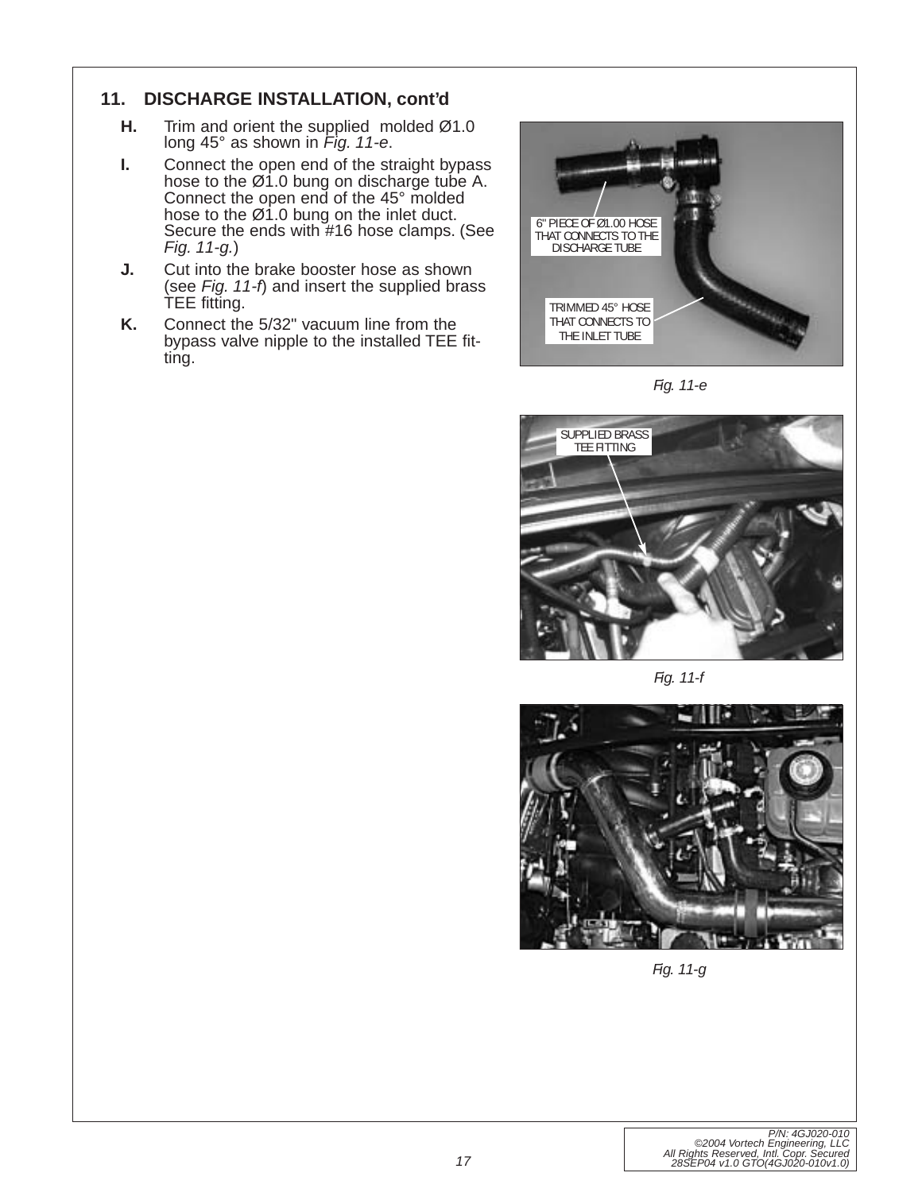## 11. DISCHARGE INSTALLATION, cont'd

**H.** Trim and orient the supplied molded Ø1.0 long 45° as shown in *Fig. 11-e*.

**I.** Connect the open end of the straight bypass hose to the Ø1.0 bung on discharge tube A. Connect the open end of the 45° molded hose to the Ø1.0 bung on the inlet duct. Secure the ends with #16 hose clamps. (See *Fig. 11-g.*)

**J.** Cut into the brake booster hose as shown (see *Fig. 11-f*) and insert the supplied brass TEE fitting.

**K.** Connect the 5/32" vacuum line from the bypass valve nipple to the installed TEE fitting.

6" PIECE OF Ø1.00 HOSE THAT CONNECTS TO THE DISCHARGE TUBE

TRIMMED 45° HOSE THAT CONNECTS TO THE INLET TUBE

*Fig. 11-e*

SUPPLIED BRASS TEE FITTING

*Fig. 11-f*

*Fig. 11-g*

P/N: 4GJ020-010
©2004 Vortech Engineering, LLC
All Rights Reserved, Intl. Copr. Secured
28SEP04 v1.0 GTO(4GJ020-010v1.0)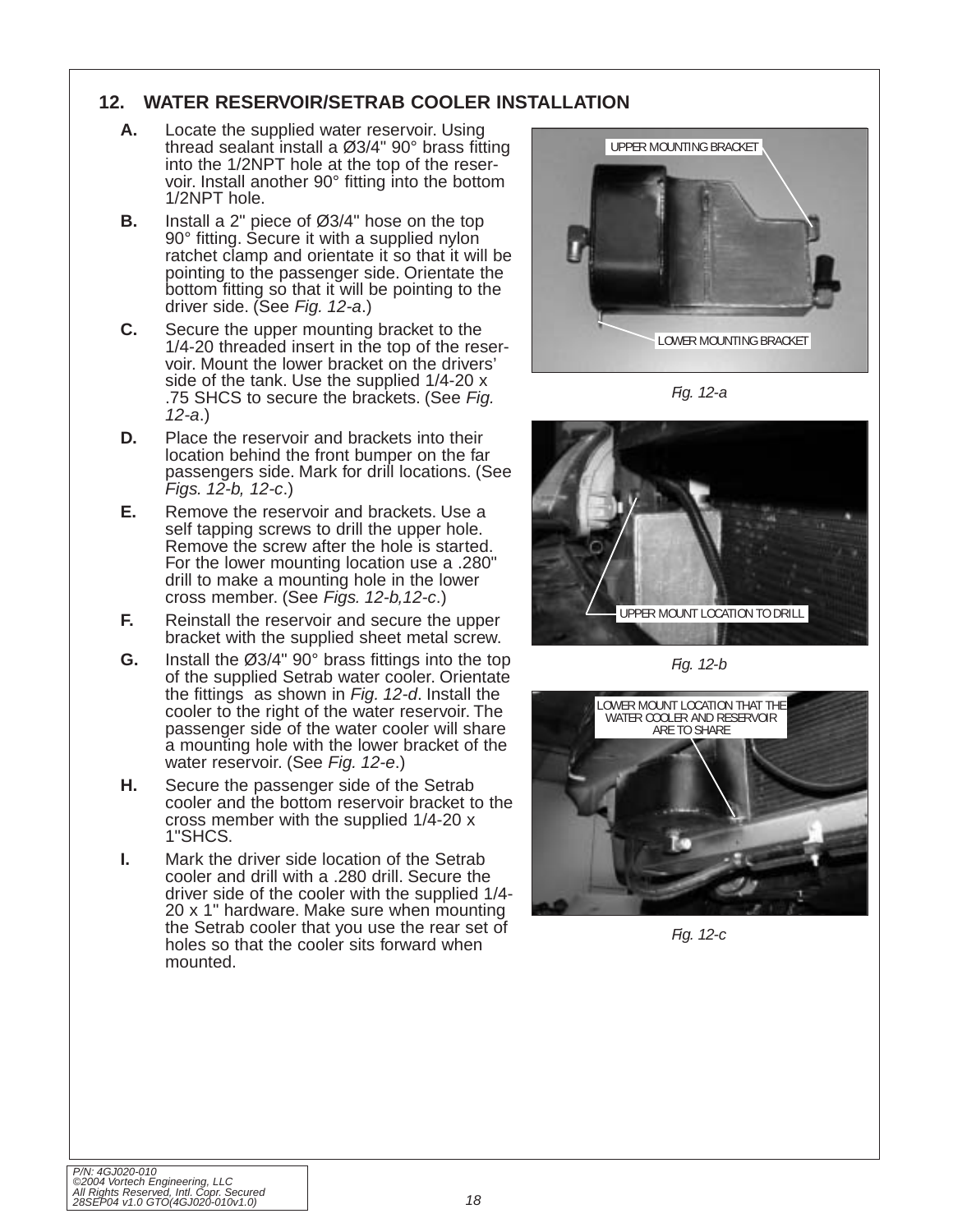## 12. WATER RESERVOIR/SETRAB COOLER INSTALLATION

**A.** Locate the supplied water reservoir. Using thread sealant install a Ø3/4" 90° brass fitting into the 1/2NPT hole at the top of the reservoir. Install another 90° fitting into the bottom 1/2NPT hole.

**B.** Install a 2" piece of Ø3/4" hose on the top 90° fitting. Secure it with a supplied nylon ratchet clamp and orientate it so that it will be pointing to the passenger side. Orientate the bottom fitting so that it will be pointing to the driver side. (See *Fig. 12-a*.)

**C.** Secure the upper mounting bracket to the 1/4-20 threaded insert in the top of the reservoir. Mount the lower bracket on the drivers' side of the tank. Use the supplied 1/4-20 x .75 SHCS to secure the brackets. (See *Fig. 12-a*.)

**D.** Place the reservoir and brackets into their location behind the front bumper on the far passengers side. Mark for drill locations. (See *Figs. 12-b, 12-c*.)

**E.** Remove the reservoir and brackets. Use a self tapping screws to drill the upper hole. Remove the screw after the hole is started. For the lower mounting location use a .280" drill to make a mounting hole in the lower cross member. (See *Figs. 12-b,12-c*.)

**F.** Reinstall the reservoir and secure the upper bracket with the supplied sheet metal screw.

**G.** Install the Ø3/4" 90° brass fittings into the top of the supplied Setrab water cooler. Orientate the fittings as shown in *Fig. 12-d*. Install the cooler to the right of the water reservoir. The passenger side of the water cooler will share a mounting hole with the lower bracket of the water reservoir. (See *Fig. 12-e*.)

**H.** Secure the passenger side of the Setrab cooler and the bottom reservoir bracket to the cross member with the supplied 1/4-20 x 1"SHCS.

**I.** Mark the driver side location of the Setrab cooler and drill with a .280 drill. Secure the driver side of the cooler with the supplied 1/4-20 x 1" hardware. Make sure when mounting the Setrab cooler that you use the rear set of holes so that the cooler sits forward when mounted.

UPPER MOUNTING BRACKET

LOWER MOUNTING BRACKET

*Fig. 12-a*

UPPER MOUNT LOCATION TO DRILL

*Fig. 12-b*

LOWER MOUNT LOCATION THAT THE WATER COOLER AND RESERVOIR ARE TO SHARE

*Fig. 12-c*

*P/N: 4GJ020-010*
*©2004 Vortech Engineering, LLC*
*All Rights Reserved, Intl. Copr. Secured*
*28SEP04 v1.0 GTO(4GJ020-010v1.0)*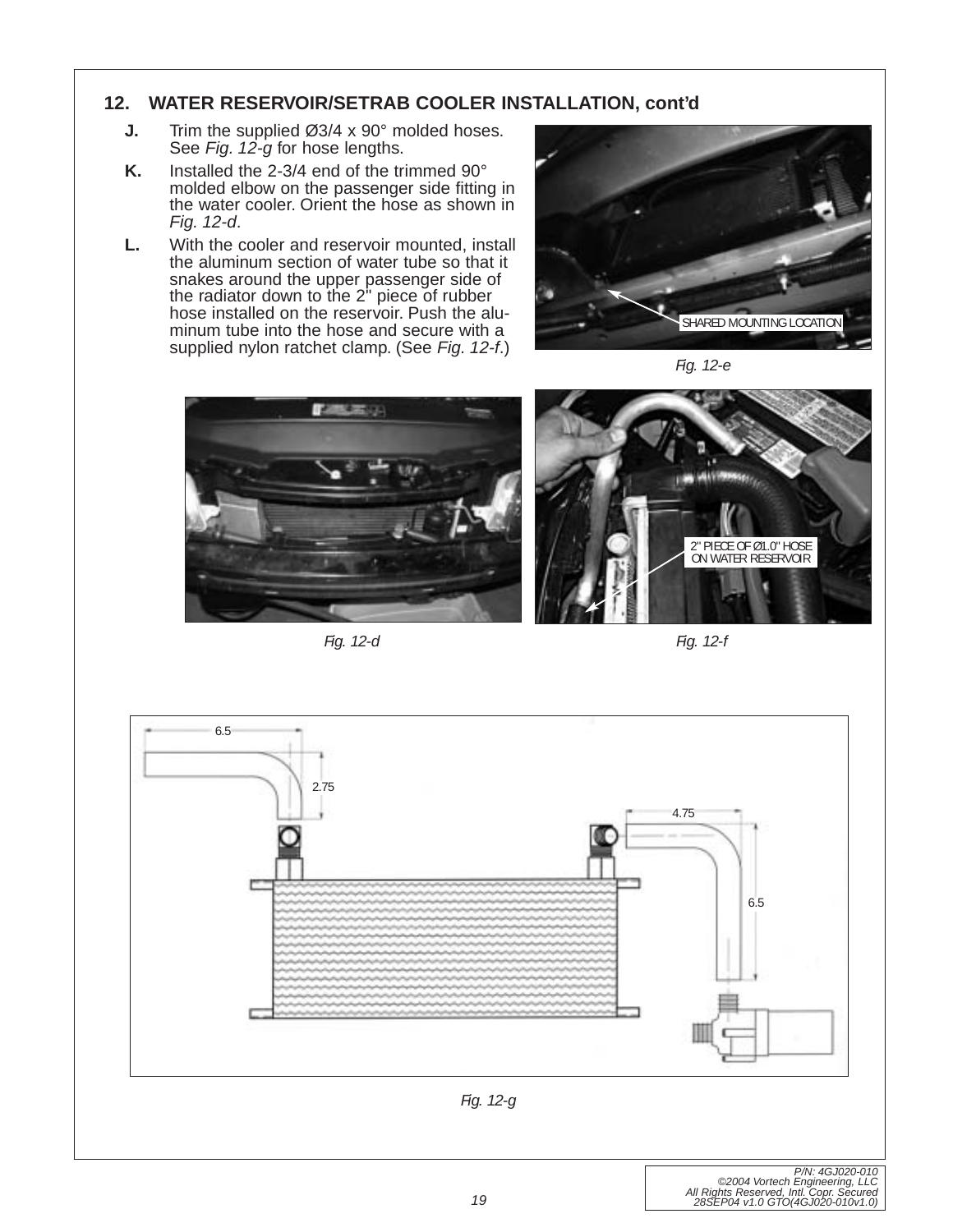## 12. WATER RESERVOIR/SETRAB COOLER INSTALLATION, cont'd

**J.** Trim the supplied Ø3/4 x 90° molded hoses. See *Fig. 12-g* for hose lengths.

**K.** Installed the 2-3/4 end of the trimmed 90° molded elbow on the passenger side fitting in the water cooler. Orient the hose as shown in *Fig. 12-d*.

**L.** With the cooler and reservoir mounted, install the aluminum section of water tube so that it snakes around the upper passenger side of the radiator down to the 2" piece of rubber hose installed on the reservoir. Push the aluminum tube into the hose and secure with a supplied nylon ratchet clamp. (See *Fig. 12-f*.)

SHARED MOUNTING LOCATION

*Fig. 12-e*

*Fig. 12-d*

2" PIECE OF Ø1.0" HOSE ON WATER RESERVOIR

*Fig. 12-f*

6.5

2.75

4.75

6.5

*Fig. 12-g*

P/N: 4GJ020-010
©2004 Vortech Engineering, LLC
All Rights Reserved, Intl. Copr. Secured
28SEP04 v1.0 GTO(4GJ020-010v1.0)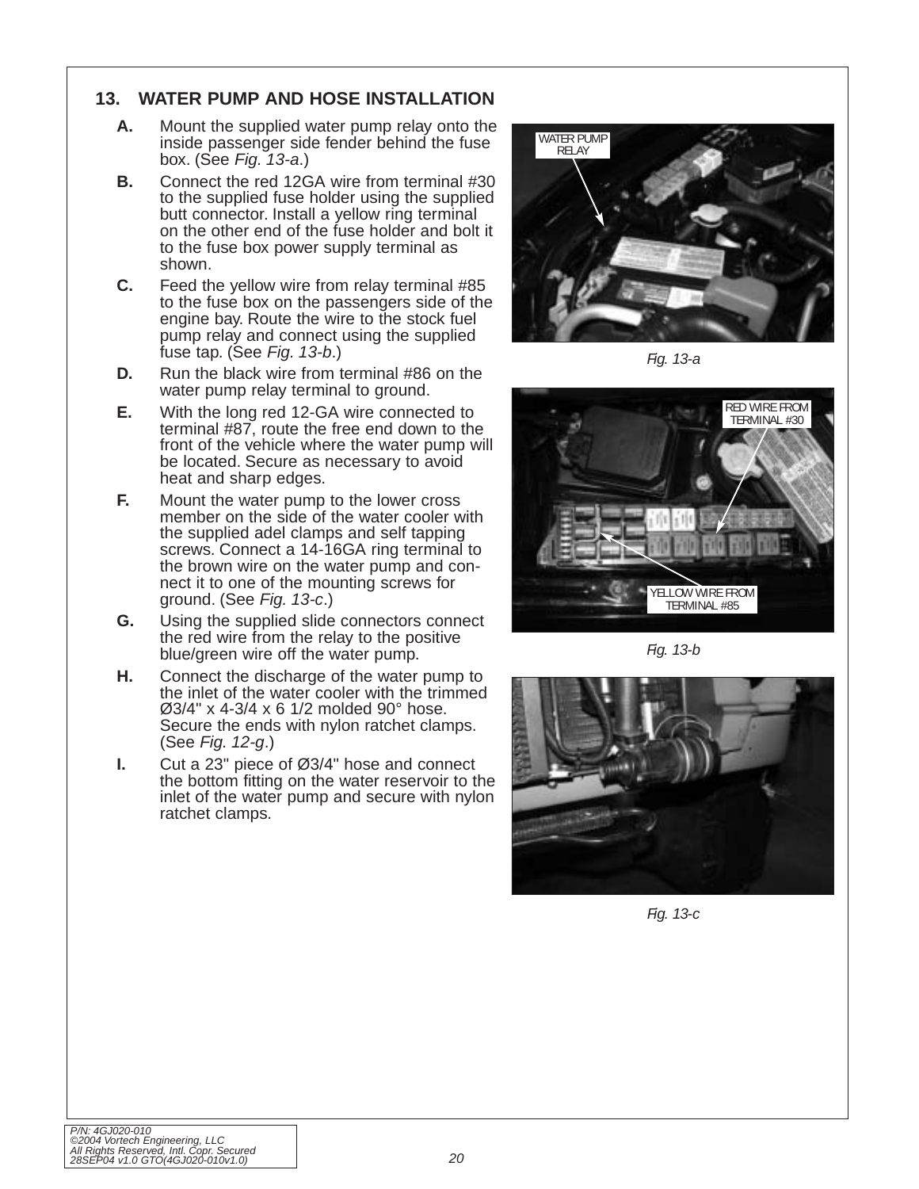## 13. WATER PUMP AND HOSE INSTALLATION

**A.** Mount the supplied water pump relay onto the inside passenger side fender behind the fuse box. (See *Fig. 13-a*.)

**B.** Connect the red 12GA wire from terminal #30 to the supplied fuse holder using the supplied butt connector. Install a yellow ring terminal on the other end of the fuse holder and bolt it to the fuse box power supply terminal as shown.

**C.** Feed the yellow wire from relay terminal #85 to the fuse box on the passengers side of the engine bay. Route the wire to the stock fuel pump relay and connect using the supplied fuse tap. (See *Fig. 13-b*.)

**D.** Run the black wire from terminal #86 on the water pump relay terminal to ground.

**E.** With the long red 12-GA wire connected to terminal #87, route the free end down to the front of the vehicle where the water pump will be located. Secure as necessary to avoid heat and sharp edges.

**F.** Mount the water pump to the lower cross member on the side of the water cooler with the supplied adel clamps and self tapping screws. Connect a 14-16GA ring terminal to the brown wire on the water pump and connect it to one of the mounting screws for ground. (See *Fig. 13-c*.)

**G.** Using the supplied slide connectors connect the red wire from the relay to the positive blue/green wire off the water pump.

**H.** Connect the discharge of the water pump to the inlet of the water cooler with the trimmed Ø3/4" x 4-3/4 x 6 1/2 molded 90° hose. Secure the ends with nylon ratchet clamps. (See *Fig. 12-g*.)

**I.** Cut a 23" piece of Ø3/4" hose and connect the bottom fitting on the water reservoir to the inlet of the water pump and secure with nylon ratchet clamps.

WATER PUMP RELAY

*Fig. 13-a*

RED WIRE FROM TERMINAL #30

YELLOW WIRE FROM TERMINAL #85

*Fig. 13-b*

*Fig. 13-c*

P/N: 4GJ020-010
©2004 Vortech Engineering, LLC
All Rights Reserved, Intl. Copr. Secured
28SEP04 v1.0 GTO(4GJ020-010v1.0)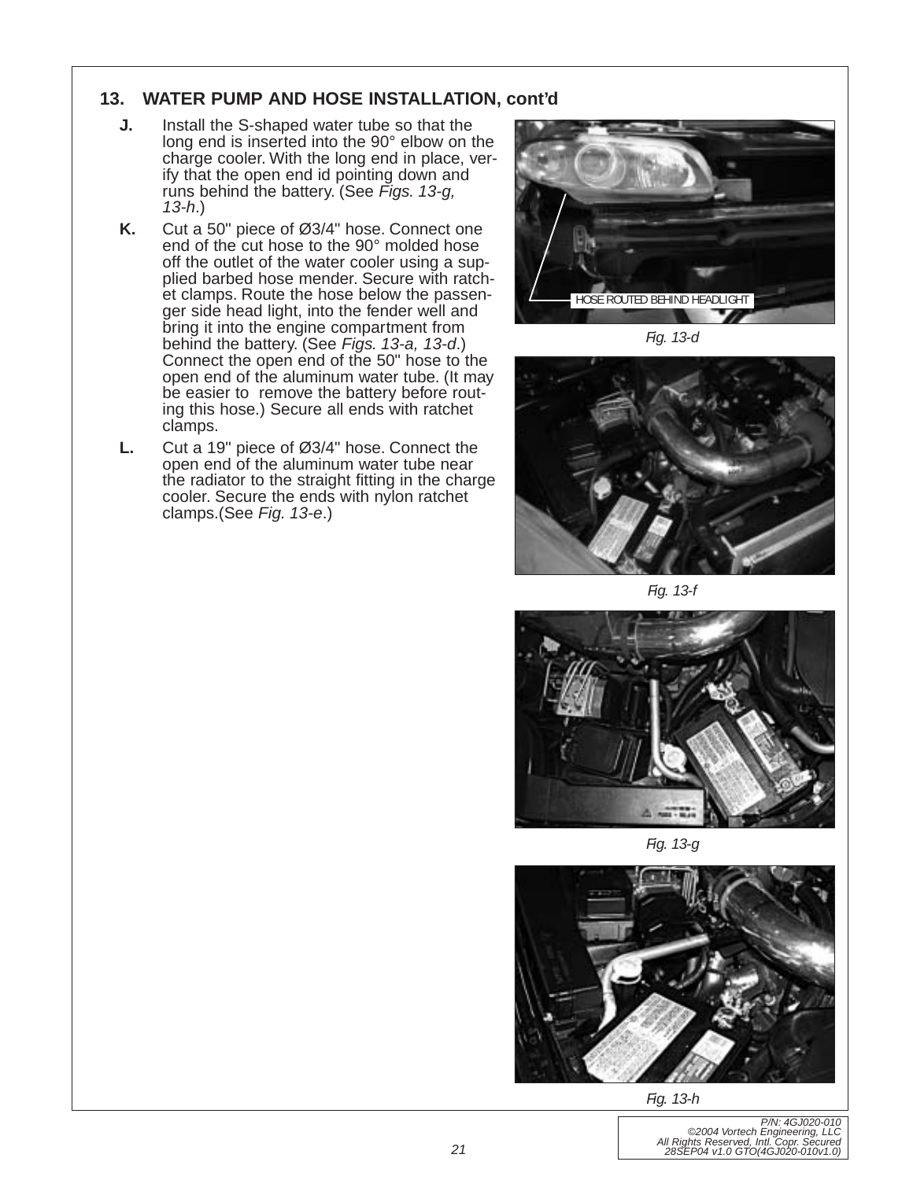## 13. WATER PUMP AND HOSE INSTALLATION, cont'd

**J.** Install the S-shaped water tube so that the long end is inserted into the 90° elbow on the charge cooler. With the long end in place, verify that the open end id pointing down and runs behind the battery. (See *Figs. 13-g, 13-h*.)

**K.** Cut a 50" piece of Ø3/4" hose. Connect one end of the cut hose to the 90° molded hose off the outlet of the water cooler using a supplied barbed hose mender. Secure with ratchet clamps. Route the hose below the passenger side head light, into the fender well and bring it into the engine compartment from behind the battery. (See *Figs. 13-a, 13-d*.) Connect the open end of the 50" hose to the open end of the aluminum water tube. (It may be easier to remove the battery before routing this hose.) Secure all ends with ratchet clamps.

**L.** Cut a 19" piece of Ø3/4" hose. Connect the open end of the aluminum water tube near the radiator to the straight fitting in the charge cooler. Secure the ends with nylon ratchet clamps.(See *Fig. 13-e*.)

HOSE ROUTED BEHIND HEADLIGHT

*Fig. 13-d*

*Fig. 13-f*

*Fig. 13-g*

*Fig. 13-h*

P/N: 4GJ020-010
©2004 Vortech Engineering, LLC
All Rights Reserved, Intl. Copr. Secured
28SEP04 v1.0 GTO(4GJ020-010v1.0)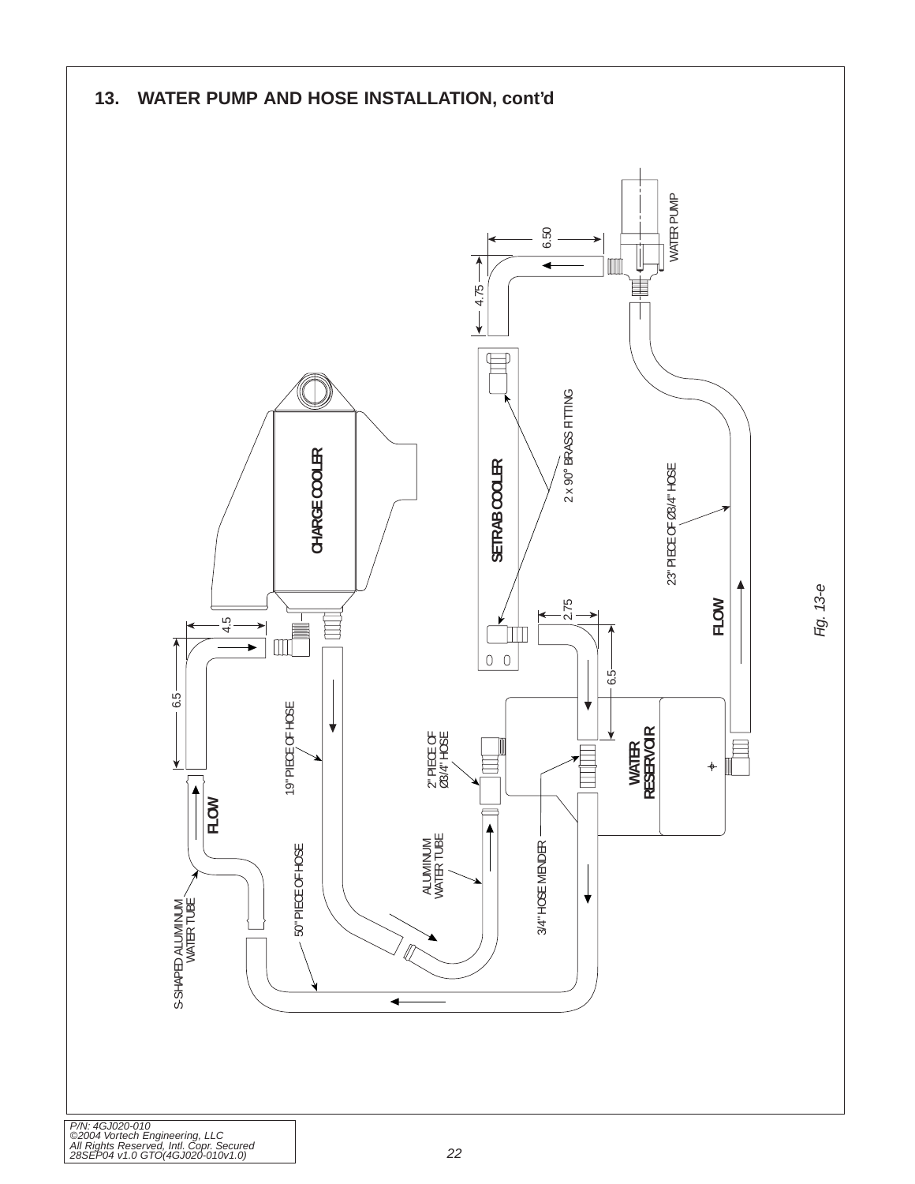## 13. WATER PUMP AND HOSE INSTALLATION, cont'd

WATER PUMP

6.50

4.75

CHARGE COOLER

SETRAB COOLER

2 x 90° BRASS FITTING

23" PIECE OF Ø3/4" HOSE

FLOW

2.75

4.5

6.5

6.5

19" PIECE OF HOSE

2" PIECE OF Ø3/4" HOSE

WATER RESERVOIR

FLOW

ALUMINUM WATER TUBE

3/4" HOSE MENDER

50" PIECE OF HOSE

S-SHAPED ALUMINUM WATER TUBE

Fig. 13-e

P/N: 4GJ020-010
©2004 Vortech Engineering, LLC
All Rights Reserved, Intl. Copr. Secured
28SEP04 v1.0 GTO(4GJ020-010v1.0)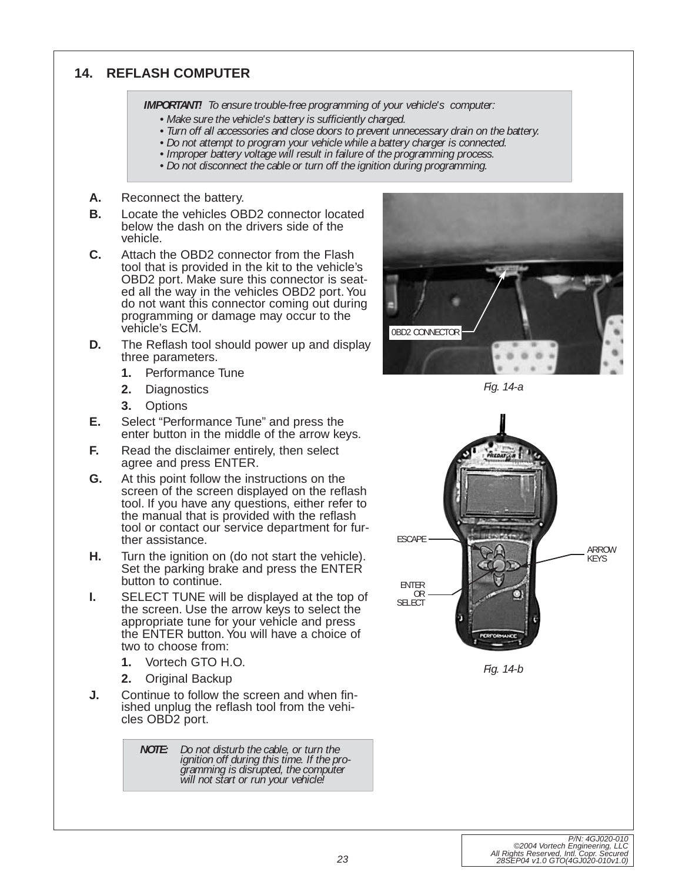## 14. REFLASH COMPUTER

> ***IMPORTANT!*** *To ensure trouble-free programming of your vehicle's computer:*
> - *Make sure the vehicle's battery is sufficiently charged.*
> - *Turn off all accessories and close doors to prevent unnecessary drain on the battery.*
> - *Do not attempt to program your vehicle while a battery charger is connected.*
> - *Improper battery voltage will result in failure of the programming process.*
> - *Do not disconnect the cable or turn off the ignition during programming.*

**A.** Reconnect the battery.

**B.** Locate the vehicles OBD2 connector located below the dash on the drivers side of the vehicle.

**C.** Attach the OBD2 connector from the Flash tool that is provided in the kit to the vehicle's OBD2 port. Make sure this connector is seated all the way in the vehicles OBD2 port. You do not want this connector coming out during programming or damage may occur to the vehicle's ECM.

**D.** The Reflash tool should power up and display three parameters.

1. Performance Tune
2. Diagnostics
3. Options

**E.** Select "Performance Tune" and press the enter button in the middle of the arrow keys.

**F.** Read the disclaimer entirely, then select agree and press ENTER.

**G.** At this point follow the instructions on the screen of the screen displayed on the reflash tool. If you have any questions, either refer to the manual that is provided with the reflash tool or contact our service department for further assistance.

**H.** Turn the ignition on (do not start the vehicle). Set the parking brake and press the ENTER button to continue.

**I.** SELECT TUNE will be displayed at the top of the screen. Use the arrow keys to select the appropriate tune for your vehicle and press the ENTER button. You will have a choice of two to choose from:

1. Vortech GTO H.O.
2. Original Backup

**J.** Continue to follow the screen and when finished unplug the reflash tool from the vehicles OBD2 port.

> ***NOTE:*** *Do not disturb the cable, or turn the ignition off during this time. If the programming is disrupted, the computer will not start or run your vehicle!*

0BD2 CONNECTOR

*Fig. 14-a*

ESCAPE

ARROW KEYS

ENTER OR SELECT

*Fig. 14-b*

P/N: 4GJ020-010
©2004 Vortech Engineering, LLC
All Rights Reserved, Intl. Copr. Secured
28SEP04 v1.0 GTO(4GJ020-010v1.0)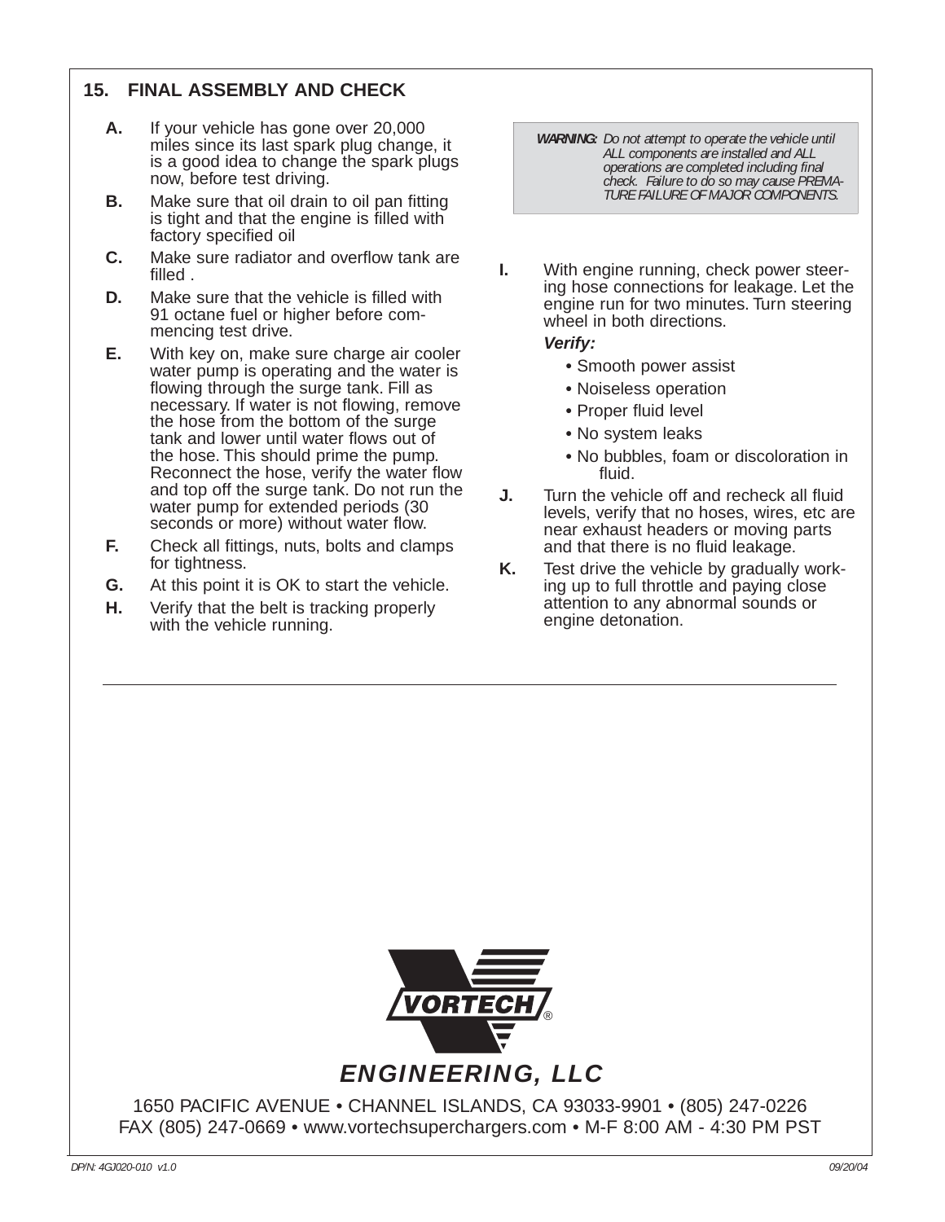## 15. FINAL ASSEMBLY AND CHECK

**A.** If your vehicle has gone over 20,000 miles since its last spark plug change, it is a good idea to change the spark plugs now, before test driving.

**B.** Make sure that oil drain to oil pan fitting is tight and that the engine is filled with factory specified oil

**C.** Make sure radiator and overflow tank are filled .

**D.** Make sure that the vehicle is filled with 91 octane fuel or higher before commencing test drive.

**E.** With key on, make sure charge air cooler water pump is operating and the water is flowing through the surge tank. Fill as necessary. If water is not flowing, remove the hose from the bottom of the surge tank and lower until water flows out of the hose. This should prime the pump. Reconnect the hose, verify the water flow and top off the surge tank. Do not run the water pump for extended periods (30 seconds or more) without water flow.

**F.** Check all fittings, nuts, bolts and clamps for tightness.

**G.** At this point it is OK to start the vehicle.

**H.** Verify that the belt is tracking properly with the vehicle running.

> ***WARNING:*** *Do not attempt to operate the vehicle until ALL components are installed and ALL operations are completed including final check. Failure to do so may cause PREMATURE FAILURE OF MAJOR COMPONENTS.*

**I.** With engine running, check power steering hose connections for leakage. Let the engine run for two minutes. Turn steering wheel in both directions.

***Verify:***

- Smooth power assist
- Noiseless operation
- Proper fluid level
- No system leaks
- No bubbles, foam or discoloration in fluid.

**J.** Turn the vehicle off and recheck all fluid levels, verify that no hoses, wires, etc are near exhaust headers or moving parts and that there is no fluid leakage.

**K.** Test drive the vehicle by gradually working up to full throttle and paying close attention to any abnormal sounds or engine detonation.

---

VORTECH®

***ENGINEERING, LLC***

1650 PACIFIC AVENUE • CHANNEL ISLANDS, CA 93033-9901 • (805) 247-0226
FAX (805) 247-0669 • www.vortechsuperchargers.com • M-F 8:00 AM - 4:30 PM PST

*DP/N: 4GJ020-010 v1.0* *09/20/04*